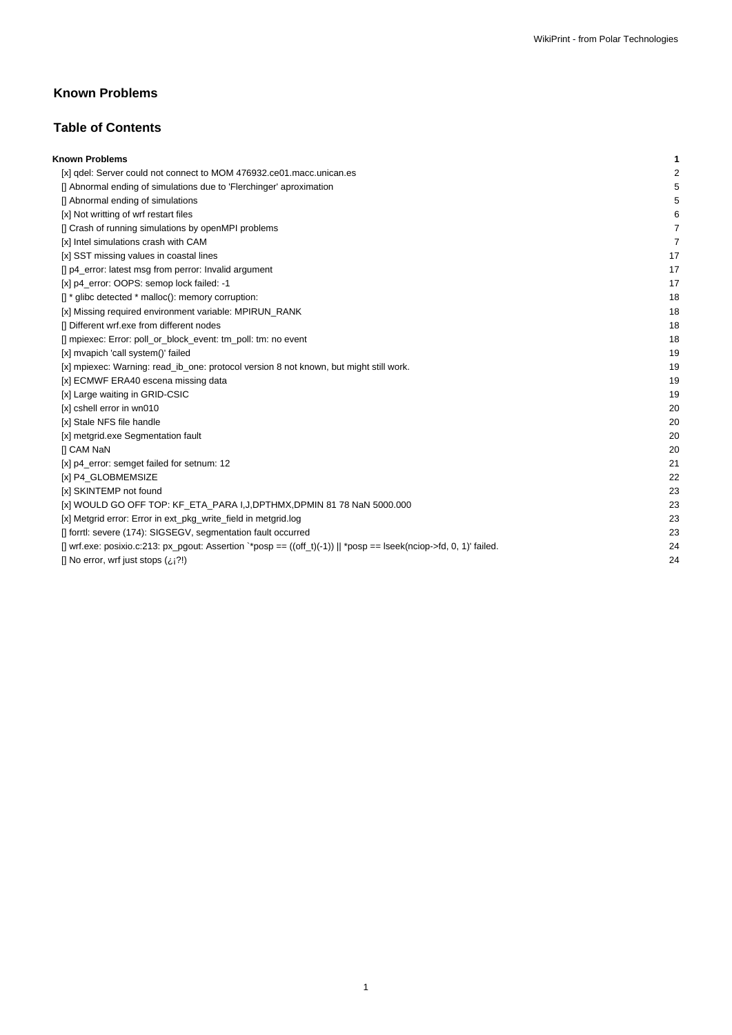# Known Problems

## Table of Contents

**Known Problems** 1

- [x] qdel: Server could not connect to MOM 476932.ce01.macc.unican.es 2
- [] Abnormal ending of simulations due to 'Flerchinger' aproximation 5
- [] Abnormal ending of simulations 5
- [x] Not writting of wrf restart files 6
- [] Crash of running simulations by openMPI problems 7
- [x] Intel simulations crash with CAM 7
- [x] SST missing values in coastal lines 17
- [] p4_error: latest msg from perror: Invalid argument 17
- [x] p4_error: OOPS: semop lock failed: -1 17
- [] * glibc detected * malloc(): memory corruption: 18
- [x] Missing required environment variable: MPIRUN_RANK 18
- [] Different wrf.exe from different nodes 18
- [] mpiexec: Error: poll_or_block_event: tm_poll: tm: no event 18
- [x] mvapich 'call system()' failed 19
- [x] mpiexec: Warning: read_ib_one: protocol version 8 not known, but might still work. 19
- [x] ECMWF ERA40 escena missing data 19
- [x] Large waiting in GRID-CSIC 19
- [x] cshell error in wn010 20
- [x] Stale NFS file handle 20
- [x] metgrid.exe Segmentation fault 20
- [] CAM NaN 20
- [x] p4_error: semget failed for setnum: 12 21
- [x] P4_GLOBMEMSIZE 22
- [x] SKINTEMP not found 23
- [x] WOULD GO OFF TOP: KF_ETA_PARA I,J,DPTHMX,DPMIN 81 78 NaN 5000.000 23
- [x] Metgrid error: Error in ext_pkg_write_field in metgrid.log 23
- [] forrtl: severe (174): SIGSEGV, segmentation fault occurred 23
- [] wrf.exe: posixio.c:213: px_pgout: Assertion `*posp == ((off_t)(-1)) || *posp == lseek(nciop->fd, 0, 1)' failed. 24
- [] No error, wrf just stops (¿¡?!) 24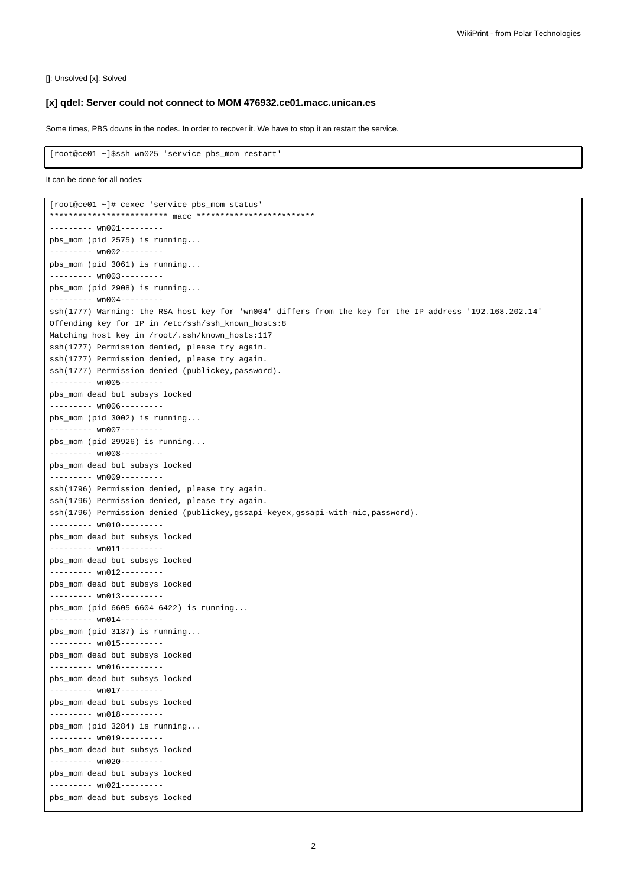[]: Unsolved [x]: Solved

### [x] qdel: Server could not connect to MOM 476932.ce01.macc.unican.es

Some times, PBS downs in the nodes. In order to recover it. We have to stop it an restart the service.

```
[root@ce01 ~]$ssh wn025 'service pbs_mom restart'
```

It can be done for all nodes:

```
[root@ce01 ~]# cexec 'service pbs_mom status'
************************* macc *************************
--------- wn001---------
pbs_mom (pid 2575) is running...
--------- wn002---------
pbs_mom (pid 3061) is running...
--------- wn003---------
pbs_mom (pid 2908) is running...
--------- wn004---------
ssh(1777) Warning: the RSA host key for 'wn004' differs from the key for the IP address '192.168.202.14'
Offending key for IP in /etc/ssh/ssh_known_hosts:8
Matching host key in /root/.ssh/known_hosts:117
ssh(1777) Permission denied, please try again.
ssh(1777) Permission denied, please try again.
ssh(1777) Permission denied (publickey,password).
--------- wn005---------
pbs_mom dead but subsys locked
--------- wn006---------
pbs_mom (pid 3002) is running...
--------- wn007---------
pbs_mom (pid 29926) is running...
--------- wn008---------
pbs_mom dead but subsys locked
--------- wn009---------
ssh(1796) Permission denied, please try again.
ssh(1796) Permission denied, please try again.
ssh(1796) Permission denied (publickey,gssapi-keyex,gssapi-with-mic,password).
--------- wn010---------
pbs_mom dead but subsys locked
--------- wn011---------
pbs_mom dead but subsys locked
--------- wn012---------
pbs_mom dead but subsys locked
--------- wn013---------
pbs_mom (pid 6605 6604 6422) is running...
--------- wn014---------
pbs_mom (pid 3137) is running...
--------- wn015---------
pbs_mom dead but subsys locked
--------- wn016---------
pbs_mom dead but subsys locked
--------- wn017---------
pbs_mom dead but subsys locked
--------- wn018---------
pbs_mom (pid 3284) is running...
--------- wn019---------
pbs_mom dead but subsys locked
--------- wn020---------
pbs_mom dead but subsys locked
--------- wn021---------
pbs_mom dead but subsys locked
```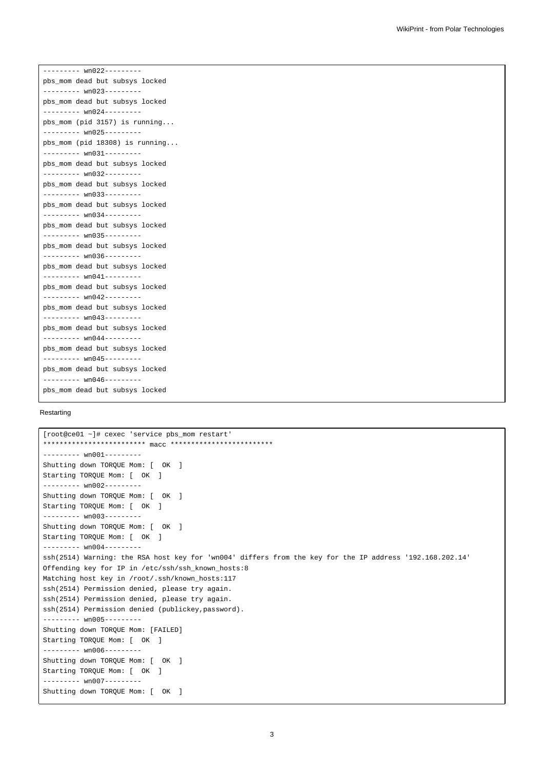```
--------- wn022---------
pbs_mom dead but subsys locked
--------- wn023---------
pbs_mom dead but subsys locked
--------- wn024---------
pbs_mom (pid 3157) is running...
--------- wn025---------
pbs_mom (pid 18308) is running...
--------- wn031---------
pbs_mom dead but subsys locked
--------- wn032---------
pbs_mom dead but subsys locked
--------- wn033---------
pbs_mom dead but subsys locked
--------- wn034---------
pbs_mom dead but subsys locked
--------- wn035---------
pbs_mom dead but subsys locked
--------- wn036---------
pbs_mom dead but subsys locked
--------- wn041---------
pbs_mom dead but subsys locked
--------- wn042---------
pbs_mom dead but subsys locked
--------- wn043---------
pbs_mom dead but subsys locked
--------- wn044---------
pbs_mom dead but subsys locked
--------- wn045---------
pbs_mom dead but subsys locked
--------- wn046---------
pbs_mom dead but subsys locked
```

Restarting

```
[root@ce01 ~]# cexec 'service pbs_mom restart'
************************* macc *************************
--------- wn001---------
Shutting down TORQUE Mom: [  OK  ]
Starting TORQUE Mom: [  OK  ]
--------- wn002---------
Shutting down TORQUE Mom: [  OK  ]
Starting TORQUE Mom: [  OK  ]
--------- wn003---------
Shutting down TORQUE Mom: [  OK  ]
Starting TORQUE Mom: [  OK  ]
--------- wn004---------
ssh(2514) Warning: the RSA host key for 'wn004' differs from the key for the IP address '192.168.202.14'
Offending key for IP in /etc/ssh/ssh_known_hosts:8
Matching host key in /root/.ssh/known_hosts:117
ssh(2514) Permission denied, please try again.
ssh(2514) Permission denied, please try again.
ssh(2514) Permission denied (publickey,password).
--------- wn005---------
Shutting down TORQUE Mom: [FAILED]
Starting TORQUE Mom: [  OK  ]
--------- wn006---------
Shutting down TORQUE Mom: [  OK  ]
Starting TORQUE Mom: [  OK  ]
--------- wn007---------
Shutting down TORQUE Mom: [  OK  ]
```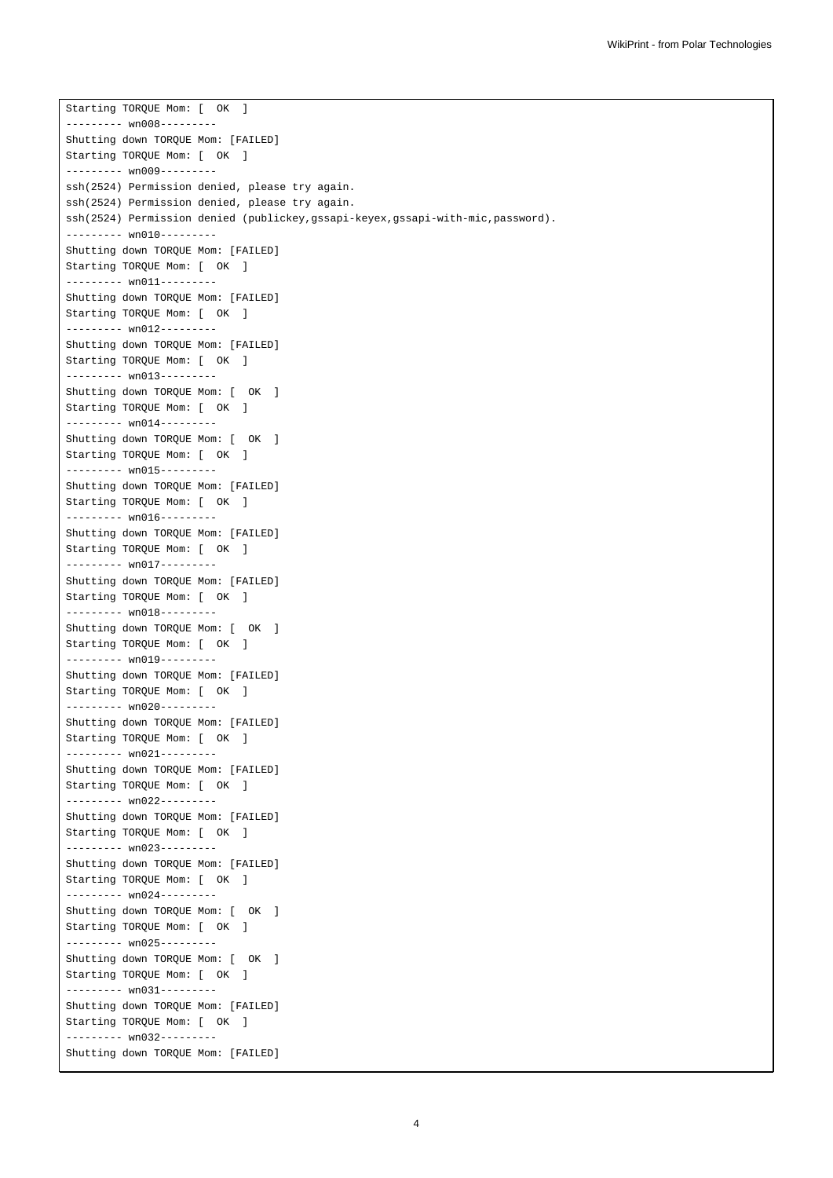```
Starting TORQUE Mom: [  OK  ]
--------- wn008---------
Shutting down TORQUE Mom: [FAILED]
Starting TORQUE Mom: [  OK  ]
--------- wn009---------
ssh(2524) Permission denied, please try again.
ssh(2524) Permission denied, please try again.
ssh(2524) Permission denied (publickey,gssapi-keyex,gssapi-with-mic,password).
--------- wn010---------
Shutting down TORQUE Mom: [FAILED]
Starting TORQUE Mom: [  OK  ]
--------- wn011---------
Shutting down TORQUE Mom: [FAILED]
Starting TORQUE Mom: [  OK  ]
--------- wn012---------
Shutting down TORQUE Mom: [FAILED]
Starting TORQUE Mom: [  OK  ]
--------- wn013---------
Shutting down TORQUE Mom: [  OK  ]
Starting TORQUE Mom: [  OK  ]
--------- wn014---------
Shutting down TORQUE Mom: [  OK  ]
Starting TORQUE Mom: [  OK  ]
--------- wn015---------
Shutting down TORQUE Mom: [FAILED]
Starting TORQUE Mom: [  OK  ]
--------- wn016---------
Shutting down TORQUE Mom: [FAILED]
Starting TORQUE Mom: [  OK  ]
--------- wn017---------
Shutting down TORQUE Mom: [FAILED]
Starting TORQUE Mom: [  OK  ]
--------- wn018---------
Shutting down TORQUE Mom: [  OK  ]
Starting TORQUE Mom: [  OK  ]
--------- wn019---------
Shutting down TORQUE Mom: [FAILED]
Starting TORQUE Mom: [  OK  ]
--------- wn020---------
Shutting down TORQUE Mom: [FAILED]
Starting TORQUE Mom: [  OK  ]
--------- wn021---------
Shutting down TORQUE Mom: [FAILED]
Starting TORQUE Mom: [  OK  ]
--------- wn022---------
Shutting down TORQUE Mom: [FAILED]
Starting TORQUE Mom: [  OK  ]
--------- wn023---------
Shutting down TORQUE Mom: [FAILED]
Starting TORQUE Mom: [  OK  ]
--------- wn024---------
Shutting down TORQUE Mom: [  OK  ]
Starting TORQUE Mom: [  OK  ]
--------- wn025---------
Shutting down TORQUE Mom: [  OK  ]
Starting TORQUE Mom: [  OK  ]
--------- wn031---------
Shutting down TORQUE Mom: [FAILED]
Starting TORQUE Mom: [  OK  ]
--------- wn032---------
Shutting down TORQUE Mom: [FAILED]
```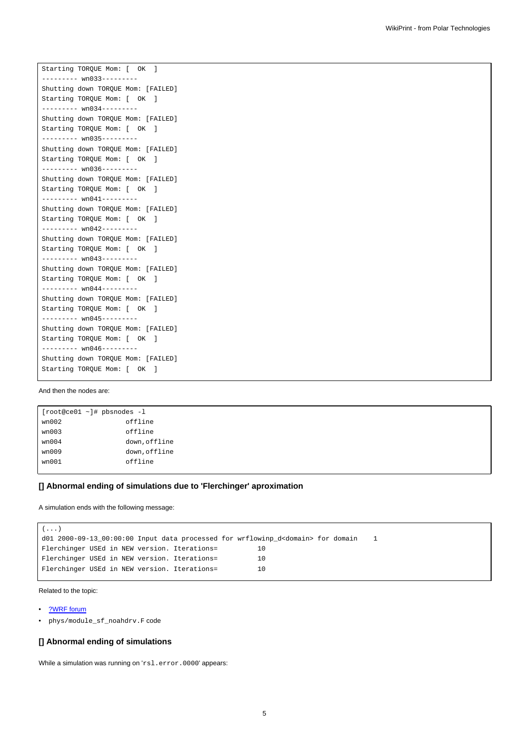```
Starting TORQUE Mom: [  OK  ]
--------- wn033---------
Shutting down TORQUE Mom: [FAILED]
Starting TORQUE Mom: [  OK  ]
--------- wn034---------
Shutting down TORQUE Mom: [FAILED]
Starting TORQUE Mom: [  OK  ]
--------- wn035---------
Shutting down TORQUE Mom: [FAILED]
Starting TORQUE Mom: [  OK  ]
--------- wn036---------
Shutting down TORQUE Mom: [FAILED]
Starting TORQUE Mom: [  OK  ]
--------- wn041---------
Shutting down TORQUE Mom: [FAILED]
Starting TORQUE Mom: [  OK  ]
--------- wn042---------
Shutting down TORQUE Mom: [FAILED]
Starting TORQUE Mom: [  OK  ]
--------- wn043---------
Shutting down TORQUE Mom: [FAILED]
Starting TORQUE Mom: [  OK  ]
--------- wn044---------
Shutting down TORQUE Mom: [FAILED]
Starting TORQUE Mom: [  OK  ]
--------- wn045---------
Shutting down TORQUE Mom: [FAILED]
Starting TORQUE Mom: [  OK  ]
--------- wn046---------
Shutting down TORQUE Mom: [FAILED]
Starting TORQUE Mom: [  OK  ]
```

And then the nodes are:

```
[root@ce01 ~]# pbsnodes -l
wn002                offline
wn003                offline
wn004                down,offline
wn009                down,offline
wn001                offline
```

### [] Abnormal ending of simulations due to 'Flerchinger' aproximation

A simulation ends with the following message:

```
(...)
d01 2000-09-13_00:00:00 Input data processed for wrflowinp_d<domain> for domain    1
Flerchinger USEd in NEW version. Iterations=          10
Flerchinger USEd in NEW version. Iterations=          10
Flerchinger USEd in NEW version. Iterations=          10
```

Related to the topic:

- ?WRF forum
- phys/module_sf_noahdrv.F code

### [] Abnormal ending of simulations

While a simulation was running on 'rsl.error.0000' appears: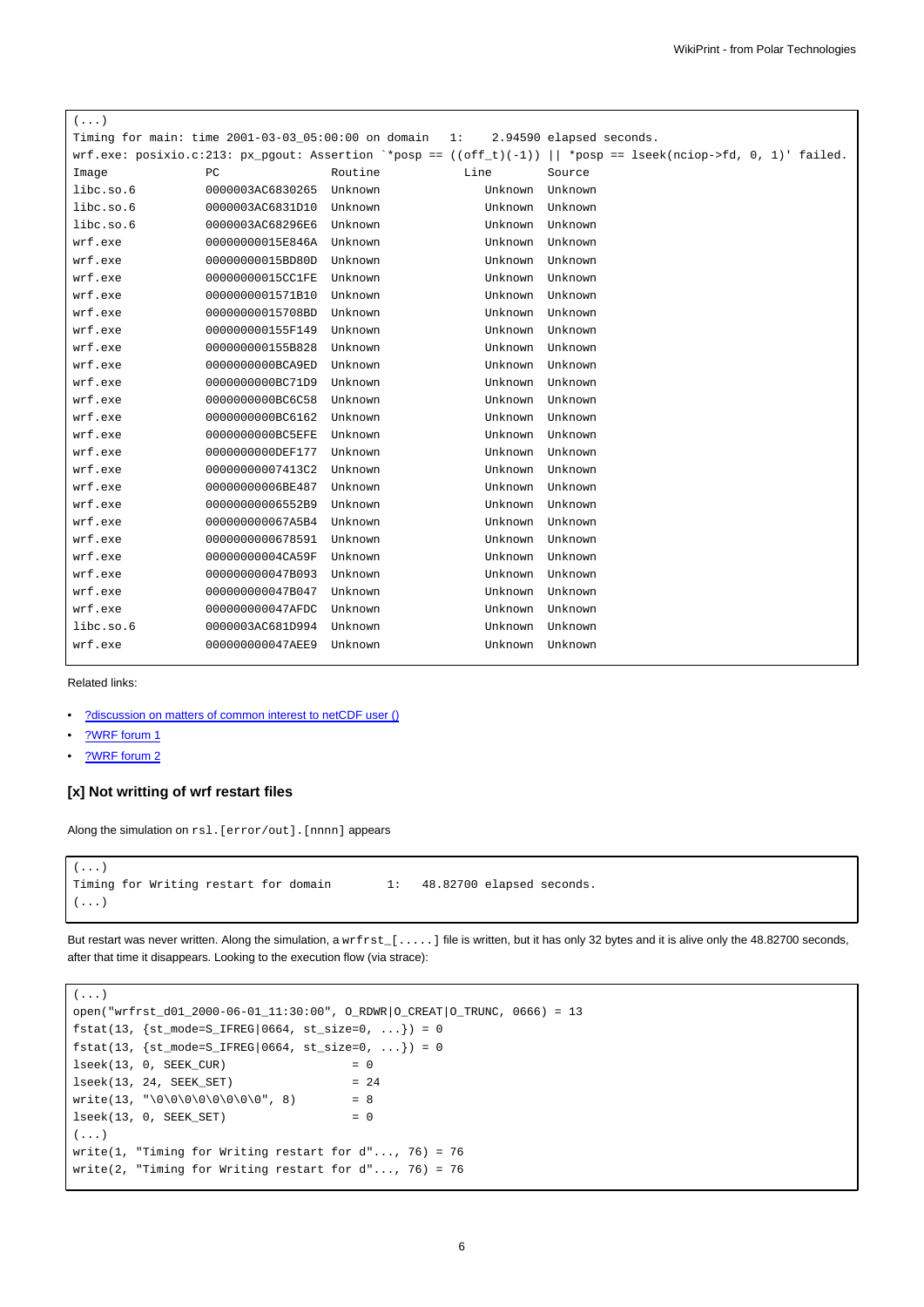```
(...)
Timing for main: time 2001-03-03_05:00:00 on domain   1:    2.94590 elapsed seconds.
wrf.exe: posixio.c:213: px_pgout: Assertion `*posp == ((off_t)(-1)) || *posp == lseek(nciop->fd, 0, 1)' failed.
Image              PC                Routine            Line        Source
libc.so.6          0000003AC6830265  Unknown               Unknown  Unknown
libc.so.6          0000003AC6831D10  Unknown               Unknown  Unknown
libc.so.6          0000003AC68296E6  Unknown               Unknown  Unknown
wrf.exe            00000000015E846A  Unknown               Unknown  Unknown
wrf.exe            00000000015BD80D  Unknown               Unknown  Unknown
wrf.exe            00000000015CC1FE  Unknown               Unknown  Unknown
wrf.exe            0000000001571B10  Unknown               Unknown  Unknown
wrf.exe            00000000015708BD  Unknown               Unknown  Unknown
wrf.exe            000000000155F149  Unknown               Unknown  Unknown
wrf.exe            000000000155B828  Unknown               Unknown  Unknown
wrf.exe            0000000000BCA9ED  Unknown               Unknown  Unknown
wrf.exe            0000000000BC71D9  Unknown               Unknown  Unknown
wrf.exe            0000000000BC6C58  Unknown               Unknown  Unknown
wrf.exe            0000000000BC6162  Unknown               Unknown  Unknown
wrf.exe            0000000000BC5EFE  Unknown               Unknown  Unknown
wrf.exe            0000000000DEF177  Unknown               Unknown  Unknown
wrf.exe            00000000007413C2  Unknown               Unknown  Unknown
wrf.exe            00000000006BE487  Unknown               Unknown  Unknown
wrf.exe            00000000006552B9  Unknown               Unknown  Unknown
wrf.exe            000000000067A5B4  Unknown               Unknown  Unknown
wrf.exe            0000000000678591  Unknown               Unknown  Unknown
wrf.exe            00000000004CA59F  Unknown               Unknown  Unknown
wrf.exe            000000000047B093  Unknown               Unknown  Unknown
wrf.exe            000000000047B047  Unknown               Unknown  Unknown
wrf.exe            000000000047AFDC  Unknown               Unknown  Unknown
libc.so.6          0000003AC681D994  Unknown               Unknown  Unknown
wrf.exe            000000000047AEE9  Unknown               Unknown  Unknown
```

Related links:

- ?discussion on matters of common interest to netCDF user ()
- ?WRF forum 1
- ?WRF forum 2

### [x] Not writting of wrf restart files

Along the simulation on `rsl.[error/out].[nnnn]` appears

```
(...)
Timing for Writing restart for domain        1:   48.82700 elapsed seconds.
(...)
```

But restart was never written. Along the simulation, a `wrfrst_[.....]` file is written, but it has only 32 bytes and it is alive only the 48.82700 seconds, after that time it disappears. Looking to the execution flow (via strace):

```
(...)
open("wrfrst_d01_2000-06-01_11:30:00", O_RDWR|O_CREAT|O_TRUNC, 0666) = 13
fstat(13, {st_mode=S_IFREG|0664, st_size=0, ...}) = 0
fstat(13, {st_mode=S_IFREG|0664, st_size=0, ...}) = 0
lseek(13, 0, SEEK_CUR)                  = 0
lseek(13, 24, SEEK_SET)                 = 24
write(13, "\0\0\0\0\0\0\0\0", 8)        = 8
lseek(13, 0, SEEK_SET)                  = 0
(...)
write(1, "Timing for Writing restart for d"..., 76) = 76
write(2, "Timing for Writing restart for d"..., 76) = 76
```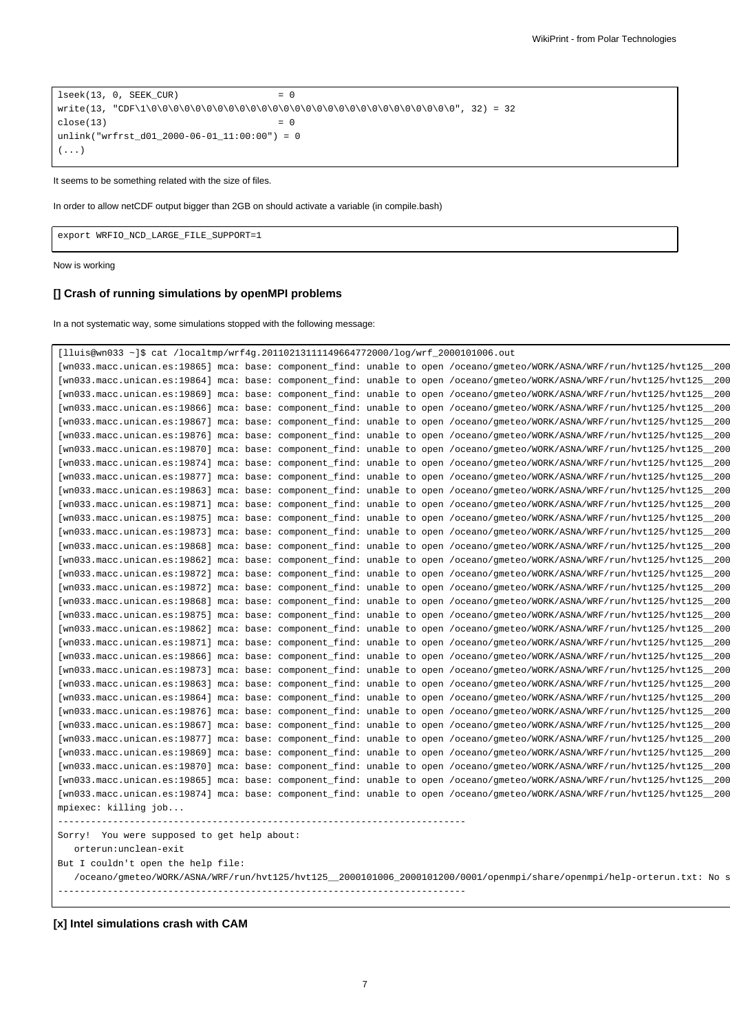```
lseek(13, 0, SEEK_CUR)                  = 0
write(13, "CDF\1\0\0\0\0\0\0\0\0\0\0\0\0\0\0\0\0\0\0\0\0\0\0\0\0\0\0\0\0", 32) = 32
close(13)                               = 0
unlink("wrfrst_d01_2000-06-01_11:00:00") = 0
(...)
```

It seems to be something related with the size of files.

In order to allow netCDF output bigger than 2GB on should activate a variable (in compile.bash)

```
export WRFIO_NCD_LARGE_FILE_SUPPORT=1
```

Now is working

### [] Crash of running simulations by openMPI problems

In a not systematic way, some simulations stopped with the following message:

```
[lluis@wn033 ~]$ cat /localtmp/wrf4g.20110213111149664772000/log/wrf_2000101006.out
[wn033.macc.unican.es:19865] mca: base: component_find: unable to open /oceano/gmeteo/WORK/ASNA/WRF/run/hvt125/hvt125__200
[wn033.macc.unican.es:19864] mca: base: component_find: unable to open /oceano/gmeteo/WORK/ASNA/WRF/run/hvt125/hvt125__200
[wn033.macc.unican.es:19869] mca: base: component_find: unable to open /oceano/gmeteo/WORK/ASNA/WRF/run/hvt125/hvt125__200
[wn033.macc.unican.es:19866] mca: base: component_find: unable to open /oceano/gmeteo/WORK/ASNA/WRF/run/hvt125/hvt125__200
[wn033.macc.unican.es:19867] mca: base: component_find: unable to open /oceano/gmeteo/WORK/ASNA/WRF/run/hvt125/hvt125__200
[wn033.macc.unican.es:19876] mca: base: component_find: unable to open /oceano/gmeteo/WORK/ASNA/WRF/run/hvt125/hvt125__200
[wn033.macc.unican.es:19870] mca: base: component_find: unable to open /oceano/gmeteo/WORK/ASNA/WRF/run/hvt125/hvt125__200
[wn033.macc.unican.es:19874] mca: base: component_find: unable to open /oceano/gmeteo/WORK/ASNA/WRF/run/hvt125/hvt125__200
[wn033.macc.unican.es:19877] mca: base: component_find: unable to open /oceano/gmeteo/WORK/ASNA/WRF/run/hvt125/hvt125__200
[wn033.macc.unican.es:19863] mca: base: component_find: unable to open /oceano/gmeteo/WORK/ASNA/WRF/run/hvt125/hvt125__200
[wn033.macc.unican.es:19871] mca: base: component_find: unable to open /oceano/gmeteo/WORK/ASNA/WRF/run/hvt125/hvt125__200
[wn033.macc.unican.es:19875] mca: base: component_find: unable to open /oceano/gmeteo/WORK/ASNA/WRF/run/hvt125/hvt125__200
[wn033.macc.unican.es:19873] mca: base: component_find: unable to open /oceano/gmeteo/WORK/ASNA/WRF/run/hvt125/hvt125__200
[wn033.macc.unican.es:19868] mca: base: component_find: unable to open /oceano/gmeteo/WORK/ASNA/WRF/run/hvt125/hvt125__200
[wn033.macc.unican.es:19862] mca: base: component_find: unable to open /oceano/gmeteo/WORK/ASNA/WRF/run/hvt125/hvt125__200
[wn033.macc.unican.es:19872] mca: base: component_find: unable to open /oceano/gmeteo/WORK/ASNA/WRF/run/hvt125/hvt125__200
[wn033.macc.unican.es:19872] mca: base: component_find: unable to open /oceano/gmeteo/WORK/ASNA/WRF/run/hvt125/hvt125__200
[wn033.macc.unican.es:19868] mca: base: component_find: unable to open /oceano/gmeteo/WORK/ASNA/WRF/run/hvt125/hvt125__200
[wn033.macc.unican.es:19875] mca: base: component_find: unable to open /oceano/gmeteo/WORK/ASNA/WRF/run/hvt125/hvt125__200
[wn033.macc.unican.es:19862] mca: base: component_find: unable to open /oceano/gmeteo/WORK/ASNA/WRF/run/hvt125/hvt125__200
[wn033.macc.unican.es:19871] mca: base: component_find: unable to open /oceano/gmeteo/WORK/ASNA/WRF/run/hvt125/hvt125__200
[wn033.macc.unican.es:19866] mca: base: component_find: unable to open /oceano/gmeteo/WORK/ASNA/WRF/run/hvt125/hvt125__200
[wn033.macc.unican.es:19873] mca: base: component_find: unable to open /oceano/gmeteo/WORK/ASNA/WRF/run/hvt125/hvt125__200
[wn033.macc.unican.es:19863] mca: base: component_find: unable to open /oceano/gmeteo/WORK/ASNA/WRF/run/hvt125/hvt125__200
[wn033.macc.unican.es:19864] mca: base: component_find: unable to open /oceano/gmeteo/WORK/ASNA/WRF/run/hvt125/hvt125__200
[wn033.macc.unican.es:19876] mca: base: component_find: unable to open /oceano/gmeteo/WORK/ASNA/WRF/run/hvt125/hvt125__200
[wn033.macc.unican.es:19867] mca: base: component_find: unable to open /oceano/gmeteo/WORK/ASNA/WRF/run/hvt125/hvt125__200
[wn033.macc.unican.es:19877] mca: base: component_find: unable to open /oceano/gmeteo/WORK/ASNA/WRF/run/hvt125/hvt125__200
[wn033.macc.unican.es:19869] mca: base: component_find: unable to open /oceano/gmeteo/WORK/ASNA/WRF/run/hvt125/hvt125__200
[wn033.macc.unican.es:19870] mca: base: component_find: unable to open /oceano/gmeteo/WORK/ASNA/WRF/run/hvt125/hvt125__200
[wn033.macc.unican.es:19865] mca: base: component_find: unable to open /oceano/gmeteo/WORK/ASNA/WRF/run/hvt125/hvt125__200
[wn033.macc.unican.es:19874] mca: base: component_find: unable to open /oceano/gmeteo/WORK/ASNA/WRF/run/hvt125/hvt125__200
mpiexec: killing job...
--------------------------------------------------------------------------
Sorry!  You were supposed to get help about:
   orterun:unclean-exit
But I couldn't open the help file:
   /oceano/gmeteo/WORK/ASNA/WRF/run/hvt125/hvt125__2000101006_2000101200/0001/openmpi/share/openmpi/help-orterun.txt: No s
--------------------------------------------------------------------------
```

### [x] Intel simulations crash with CAM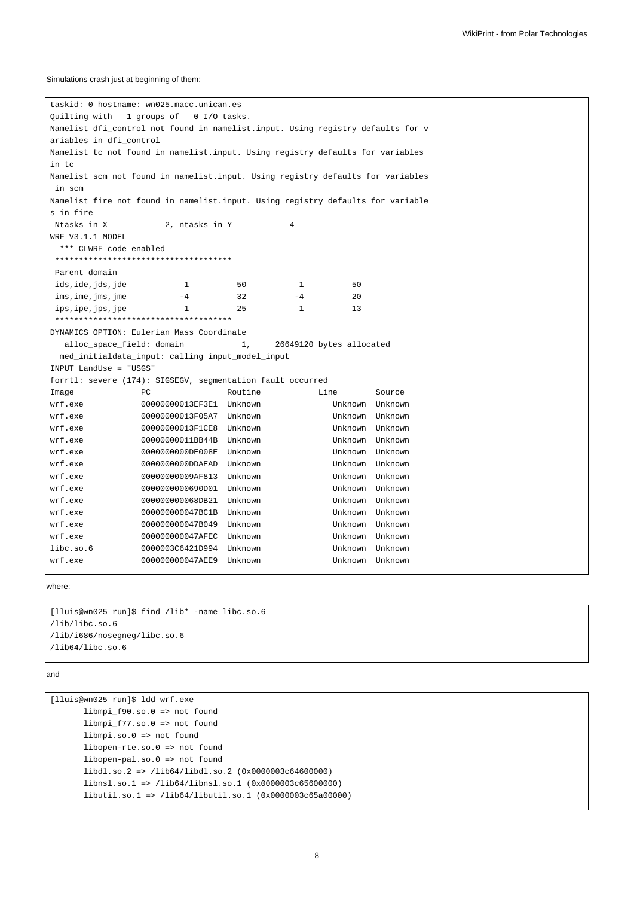Simulations crash just at beginning of them:

```
taskid: 0 hostname: wn025.macc.unican.es
Quilting with   1 groups of   0 I/O tasks.
Namelist dfi_control not found in namelist.input. Using registry defaults for v
ariables in dfi_control
Namelist tc not found in namelist.input. Using registry defaults for variables
in tc
Namelist scm not found in namelist.input. Using registry defaults for variables
 in scm
Namelist fire not found in namelist.input. Using registry defaults for variable
s in fire
 Ntasks in X            2, ntasks in Y            4
WRF V3.1.1 MODEL
  *** CLWRF code enabled
 *************************************
 Parent domain
 ids,ide,jds,jde            1          50           1          50
 ims,ime,jms,jme           -4          32          -4          20
 ips,ipe,jps,jpe            1          25           1          13
 *************************************
DYNAMICS OPTION: Eulerian Mass Coordinate
   alloc_space_field: domain            1,     26649120 bytes allocated
  med_initialdata_input: calling input_model_input
INPUT LandUse = "USGS"
forrtl: severe (174): SIGSEGV, segmentation fault occurred
Image              PC                Routine            Line        Source
wrf.exe            00000000013EF3E1  Unknown               Unknown  Unknown
wrf.exe            00000000013F05A7  Unknown               Unknown  Unknown
wrf.exe            00000000013F1CE8  Unknown               Unknown  Unknown
wrf.exe            00000000011BB44B  Unknown               Unknown  Unknown
wrf.exe            0000000000DE008E  Unknown               Unknown  Unknown
wrf.exe            0000000000DDAEAD  Unknown               Unknown  Unknown
wrf.exe            00000000009AF813  Unknown               Unknown  Unknown
wrf.exe            0000000000690D01  Unknown               Unknown  Unknown
wrf.exe            000000000068DB21  Unknown               Unknown  Unknown
wrf.exe            000000000047BC1B  Unknown               Unknown  Unknown
wrf.exe            000000000047B049  Unknown               Unknown  Unknown
wrf.exe            000000000047AFEC  Unknown               Unknown  Unknown
libc.so.6          0000003C6421D994  Unknown               Unknown  Unknown
wrf.exe            000000000047AEE9  Unknown               Unknown  Unknown
```

where:

```
[lluis@wn025 run]$ find /lib* -name libc.so.6
/lib/libc.so.6
/lib/i686/nosegneg/libc.so.6
/lib64/libc.so.6
```

and

```
[lluis@wn025 run]$ ldd wrf.exe
        libmpi_f90.so.0 => not found
        libmpi_f77.so.0 => not found
        libmpi.so.0 => not found
        libopen-rte.so.0 => not found
        libopen-pal.so.0 => not found
        libdl.so.2 => /lib64/libdl.so.2 (0x0000003c64600000)
        libnsl.so.1 => /lib64/libnsl.so.1 (0x0000003c65600000)
        libutil.so.1 => /lib64/libutil.so.1 (0x0000003c65a00000)
```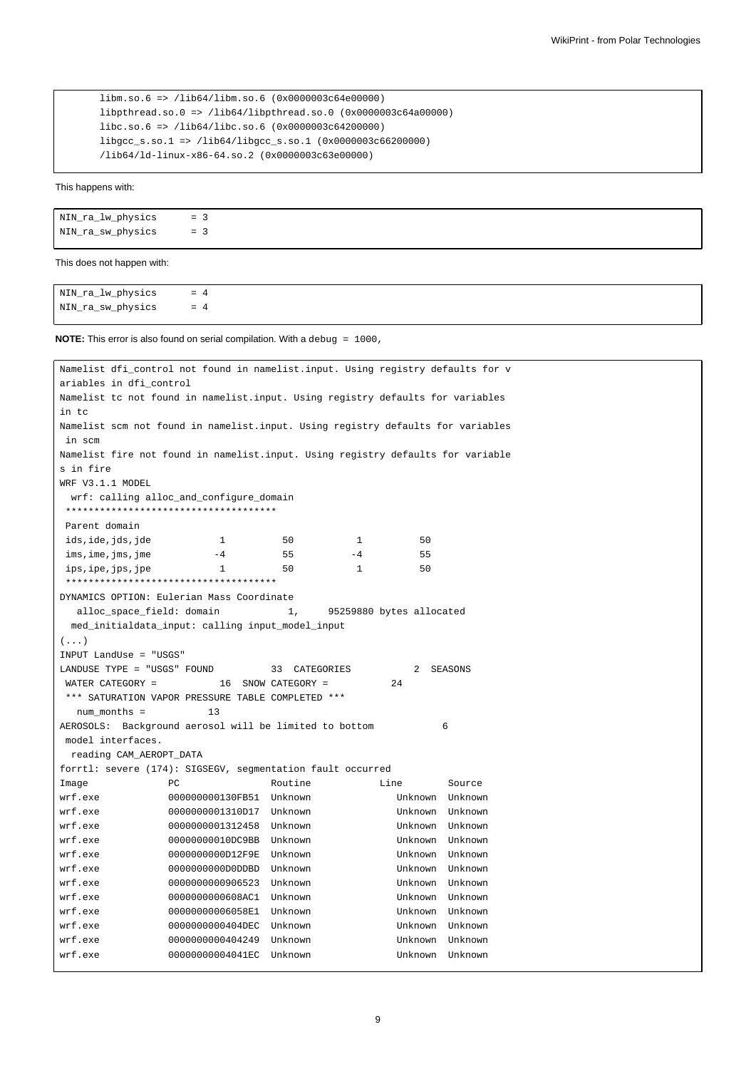```
        libm.so.6 => /lib64/libm.so.6 (0x0000003c64e00000)
        libpthread.so.0 => /lib64/libpthread.so.0 (0x0000003c64a00000)
        libc.so.6 => /lib64/libc.so.6 (0x0000003c64200000)
        libgcc_s.so.1 => /lib64/libgcc_s.so.1 (0x0000003c66200000)
        /lib64/ld-linux-x86-64.so.2 (0x0000003c63e00000)
```

This happens with:

```
NIN_ra_lw_physics       = 3
NIN_ra_sw_physics       = 3
```

This does not happen with:

```
NIN_ra_lw_physics       = 4
NIN_ra_sw_physics       = 4
```

**NOTE:** This error is also found on serial compilation. With a `debug = 1000`,

```
Namelist dfi_control not found in namelist.input. Using registry defaults for v
ariables in dfi_control
Namelist tc not found in namelist.input. Using registry defaults for variables
in tc
Namelist scm not found in namelist.input. Using registry defaults for variables
 in scm
Namelist fire not found in namelist.input. Using registry defaults for variable
s in fire
WRF V3.1.1 MODEL
  wrf: calling alloc_and_configure_domain
 *************************************
 Parent domain
 ids,ide,jds,jde            1          50           1          50
 ims,ime,jms,jme           -4          55          -4          55
 ips,ipe,jps,jpe            1          50           1          50
 *************************************
DYNAMICS OPTION: Eulerian Mass Coordinate
   alloc_space_field: domain            1,     95259880 bytes allocated
  med_initialdata_input: calling input_model_input
(...)
INPUT LandUse = "USGS"
LANDUSE TYPE = "USGS" FOUND          33  CATEGORIES           2  SEASONS
 WATER CATEGORY =           16  SNOW CATEGORY =           24
 *** SATURATION VAPOR PRESSURE TABLE COMPLETED ***
   num_months =           13
AEROSOLS:  Background aerosol will be limited to bottom           6
 model interfaces.
  reading CAM_AEROPT_DATA
forrtl: severe (174): SIGSEGV, segmentation fault occurred
Image              PC                Routine            Line        Source
wrf.exe            000000000130FB51  Unknown               Unknown  Unknown
wrf.exe            0000000001310D17  Unknown               Unknown  Unknown
wrf.exe            0000000001312458  Unknown               Unknown  Unknown
wrf.exe            00000000010DC9BB  Unknown               Unknown  Unknown
wrf.exe            0000000000D12F9E  Unknown               Unknown  Unknown
wrf.exe            0000000000D0DDBD  Unknown               Unknown  Unknown
wrf.exe            0000000000906523  Unknown               Unknown  Unknown
wrf.exe            00000000006608AC1  Unknown               Unknown  Unknown
wrf.exe            00000000006058E1  Unknown               Unknown  Unknown
wrf.exe            0000000000404DEC  Unknown               Unknown  Unknown
wrf.exe            0000000000404249  Unknown               Unknown  Unknown
wrf.exe            00000000004041EC  Unknown               Unknown  Unknown
```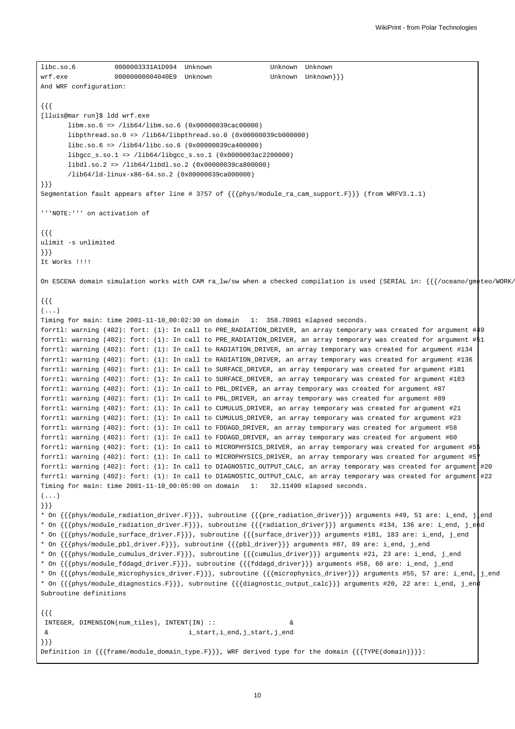```
libc.so.6          0000003331A1D994  Unknown               Unknown  Unknown
wrf.exe            00000000004040E9  Unknown               Unknown  Unknown}}}
```

And WRF configuration:

```
{{{
[lluis@mar run]$ ldd wrf.exe
       libm.so.6 => /lib64/libm.so.6 (0x00000039cac00000)
       libpthread.so.0 => /lib64/libpthread.so.0 (0x00000039cb000000)
       libc.so.6 => /lib64/libc.so.6 (0x00000039ca400000)
       libgcc_s.so.1 => /lib64/libgcc_s.so.1 (0x0000003ac2200000)
       libdl.so.2 => /lib64/libdl.so.2 (0x00000039ca800000)
       /lib64/ld-linux-x86-64.so.2 (0x00000039ca000000)
}}}
```

Segmentation fault appears after line # 3757 of {{{phys/module_ra_cam_support.F}}} (from WRFV3.1.1)

'''NOTE:''' on activation of

```
{{{
ulimit -s unlimited
}}}
```

It Works !!!!

On ESCENA domain simulation works with CAM ra_lw/sw when a checked compilation is used (SERIAL in: {{{/oceano/gmeteo/WORK/

```
{{{
(...)
Timing for main: time 2001-11-10_00:02:30 on domain   1:  358.70981 elapsed seconds.
forrtl: warning (402): fort: (1): In call to PRE_RADIATION_DRIVER, an array temporary was created for argument #49
forrtl: warning (402): fort: (1): In call to PRE_RADIATION_DRIVER, an array temporary was created for argument #51
forrtl: warning (402): fort: (1): In call to RADIATION_DRIVER, an array temporary was created for argument #134
forrtl: warning (402): fort: (1): In call to RADIATION_DRIVER, an array temporary was created for argument #136
forrtl: warning (402): fort: (1): In call to SURFACE_DRIVER, an array temporary was created for argument #181
forrtl: warning (402): fort: (1): In call to SURFACE_DRIVER, an array temporary was created for argument #183
forrtl: warning (402): fort: (1): In call to PBL_DRIVER, an array temporary was created for argument #87
forrtl: warning (402): fort: (1): In call to PBL_DRIVER, an array temporary was created for argument #89
forrtl: warning (402): fort: (1): In call to CUMULUS_DRIVER, an array temporary was created for argument #21
forrtl: warning (402): fort: (1): In call to CUMULUS_DRIVER, an array temporary was created for argument #23
forrtl: warning (402): fort: (1): In call to FDDAGD_DRIVER, an array temporary was created for argument #58
forrtl: warning (402): fort: (1): In call to FDDAGD_DRIVER, an array temporary was created for argument #60
forrtl: warning (402): fort: (1): In call to MICROPHYSICS_DRIVER, an array temporary was created for argument #55
forrtl: warning (402): fort: (1): In call to MICROPHYSICS_DRIVER, an array temporary was created for argument #57
forrtl: warning (402): fort: (1): In call to DIAGNOSTIC_OUTPUT_CALC, an array temporary was created for argument #20
forrtl: warning (402): fort: (1): In call to DIAGNOSTIC_OUTPUT_CALC, an array temporary was created for argument #22
Timing for main: time 2001-11-10_00:05:00 on domain   1:   32.11490 elapsed seconds.
(...)
}}}
```

* On {{{phys/module_radiation_driver.F}}}, subroutine {{{pre_radiation_driver}}} arguments #49, 51 are: i_end, j_end
* On {{{phys/module_radiation_driver.F}}}, subroutine {{{radiation_driver}}} arguments #134, 136 are: i_end, j_end
* On {{{phys/module_surface_driver.F}}}, subroutine {{{surface_driver}}} arguments #181, 183 are: i_end, j_end
* On {{{phys/module_pbl_driver.F}}}, subroutine {{{pbl_driver}}} arguments #87, 89 are: i_end, j_end
* On {{{phys/module_cumulus_driver.F}}}, subroutine {{{cumulus_driver}}} arguments #21, 23 are: i_end, j_end
* On {{{phys/module_fddagd_driver.F}}}, subroutine {{{fddagd_driver}}} arguments #58, 60 are: i_end, j_end
* On {{{phys/module_microphysics_driver.F}}}, subroutine {{{microphysics_driver}}} arguments #55, 57 are: i_end, j_end
* On {{{phys/module_diagnostics.F}}}, subroutine {{{diagnostic_output_calc}}} arguments #20, 22 are: i_end, j_end

Subroutine definitions

```
{{{
 INTEGER, DIMENSION(num_tiles), INTENT(IN) ::                   &
 &                                     i_start,i_end,j_start,j_end
}}}
```

Definition in {{{frame/module_domain_type.F}}}, WRF derived type for the domain {{{TYPE(domain)}}}: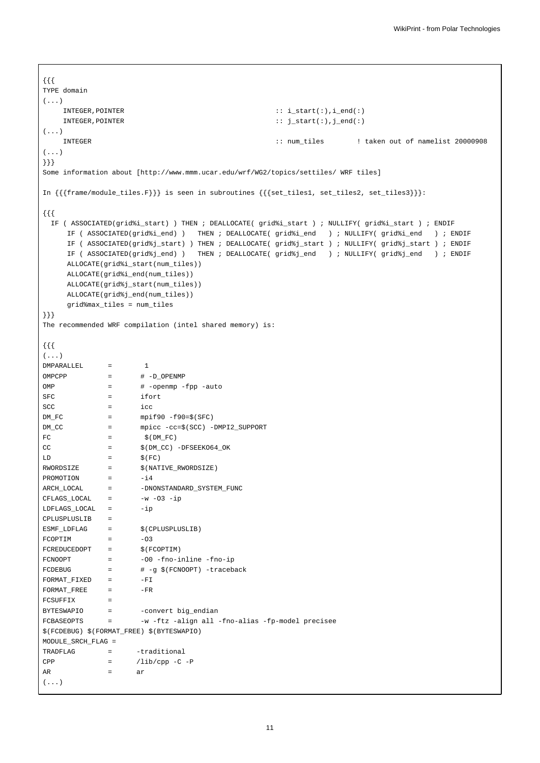```
{{{
TYPE domain
(...)
     INTEGER,POINTER                                          :: i_start(:),i_end(:)
     INTEGER,POINTER                                          :: j_start(:),j_end(:)
(...)
     INTEGER                                                  :: num_tiles        ! taken out of namelist 20000908
(...)
}}}
Some information about [http://www.mmm.ucar.edu/wrf/WG2/topics/settiles/ WRF tiles]

In {{{frame/module_tiles.F}}} is seen in subroutines {{{set_tiles1, set_tiles2, set_tiles3}}}:

{{{
  IF ( ASSOCIATED(grid%i_start) ) THEN ; DEALLOCATE( grid%i_start ) ; NULLIFY( grid%i_start ) ; ENDIF
      IF ( ASSOCIATED(grid%i_end) )   THEN ; DEALLOCATE( grid%i_end   ) ; NULLIFY( grid%i_end   ) ; ENDIF
      IF ( ASSOCIATED(grid%j_start) ) THEN ; DEALLOCATE( grid%j_start ) ; NULLIFY( grid%j_start ) ; ENDIF
      IF ( ASSOCIATED(grid%j_end) )   THEN ; DEALLOCATE( grid%j_end   ) ; NULLIFY( grid%j_end   ) ; ENDIF
      ALLOCATE(grid%i_start(num_tiles))
      ALLOCATE(grid%i_end(num_tiles))
      ALLOCATE(grid%j_start(num_tiles))
      ALLOCATE(grid%j_end(num_tiles))
      grid%max_tiles = num_tiles
}}}
The recommended WRF compilation (intel shared memory) is:

{{{
(...)
DMPARALLEL      =        1
OMPCPP          =       # -D_OPENMP
OMP             =       # -openmp -fpp -auto
SFC             =       ifort
SCC             =       icc
DM_FC           =       mpif90 -f90=$(SFC)
DM_CC           =       mpicc -cc=$(SCC) -DMPI2_SUPPORT
FC              =        $(DM_FC)
CC              =       $(DM_CC) -DFSEEKO64_OK
LD              =       $(FC)
RWORDSIZE       =       $(NATIVE_RWORDSIZE)
PROMOTION       =       -i4
ARCH_LOCAL      =       -DNONSTANDARD_SYSTEM_FUNC
CFLAGS_LOCAL    =       -w -O3 -ip
LDFLAGS_LOCAL   =       -ip
CPLUSPLUSLIB    =
ESMF_LDFLAG     =       $(CPLUSPLUSLIB)
FCOPTIM         =       -O3
FCREDUCEDOPT    =       $(FCOPTIM)
FCNOOPT         =       -O0 -fno-inline -fno-ip
FCDEBUG         =       # -g $(FCNOOPT) -traceback
FORMAT_FIXED    =       -FI
FORMAT_FREE     =       -FR
FCSUFFIX        =
BYTESWAPIO      =       -convert big_endian
FCBASEOPTS      =       -w -ftz -align all -fno-alias -fp-model precisee
$(FCDEBUG) $(FORMAT_FREE) $(BYTESWAPIO)
MODULE_SRCH_FLAG =
TRADFLAG        =      -traditional
CPP             =      /lib/cpp -C -P
AR              =      ar
(...)
```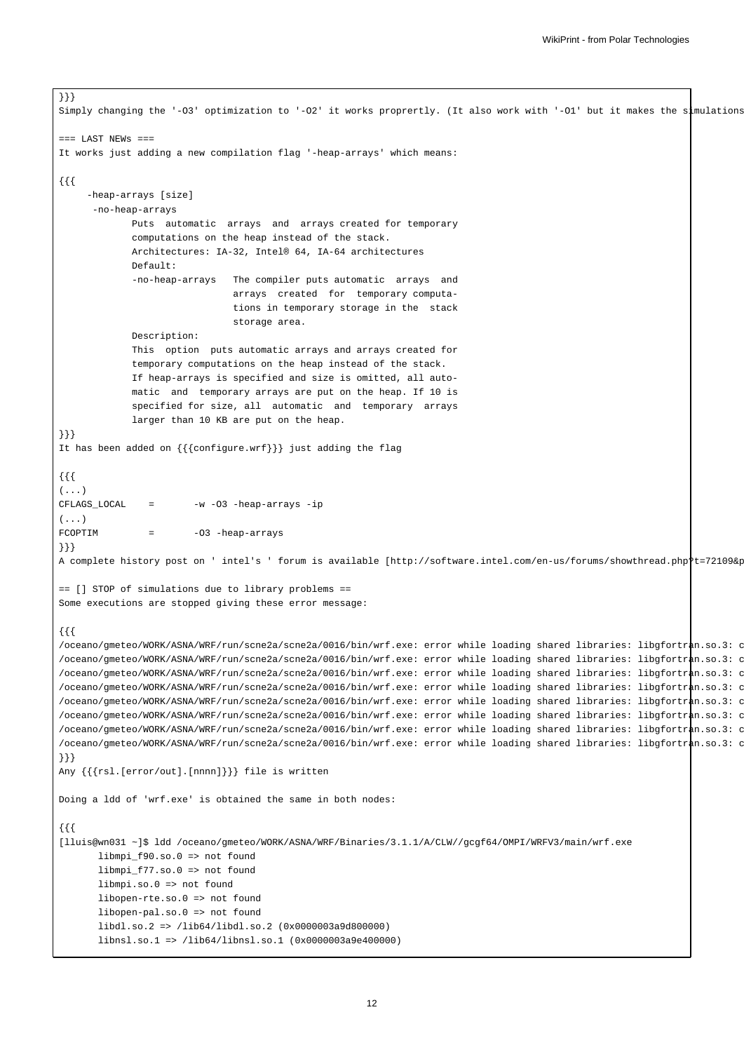```
}}}
Simply changing the '-O3' optimization to '-O2' it works proprertly. (It also work with '-O1' but it makes the simulations

=== LAST NEWs ===
It works just adding a new compilation flag '-heap-arrays' which means:

{{{
     -heap-arrays [size]
      -no-heap-arrays
            Puts  automatic  arrays  and  arrays created for temporary
            computations on the heap instead of the stack.
            Architectures: IA-32, Intel® 64, IA-64 architectures
            Default:
            -no-heap-arrays   The compiler puts automatic  arrays  and
                              arrays  created  for  temporary computa-
                              tions in temporary storage in the  stack
                              storage area.
            Description:
            This  option  puts automatic arrays and arrays created for
            temporary computations on the heap instead of the stack.
            If heap-arrays is specified and size is omitted, all auto-
            matic  and  temporary arrays are put on the heap. If 10 is
            specified for size, all  automatic  and  temporary  arrays
            larger than 10 KB are put on the heap.
}}}
It has been added on {{{configure.wrf}}} just adding the flag

{{{
(...)
CFLAGS_LOCAL    =       -w -O3 -heap-arrays -ip
(...)
FCOPTIM         =       -O3 -heap-arrays
}}}
A complete history post on ' intel's ' forum is available [http://software.intel.com/en-us/forums/showthread.php?t=72109&p

== [] STOP of simulations due to library problems ==
Some executions are stopped giving these error message:

{{{
/oceano/gmeteo/WORK/ASNA/WRF/run/scne2a/scne2a/0016/bin/wrf.exe: error while loading shared libraries: libgfortran.so.3: c
/oceano/gmeteo/WORK/ASNA/WRF/run/scne2a/scne2a/0016/bin/wrf.exe: error while loading shared libraries: libgfortran.so.3: c
/oceano/gmeteo/WORK/ASNA/WRF/run/scne2a/scne2a/0016/bin/wrf.exe: error while loading shared libraries: libgfortran.so.3: c
/oceano/gmeteo/WORK/ASNA/WRF/run/scne2a/scne2a/0016/bin/wrf.exe: error while loading shared libraries: libgfortran.so.3: c
/oceano/gmeteo/WORK/ASNA/WRF/run/scne2a/scne2a/0016/bin/wrf.exe: error while loading shared libraries: libgfortran.so.3: c
/oceano/gmeteo/WORK/ASNA/WRF/run/scne2a/scne2a/0016/bin/wrf.exe: error while loading shared libraries: libgfortran.so.3: c
/oceano/gmeteo/WORK/ASNA/WRF/run/scne2a/scne2a/0016/bin/wrf.exe: error while loading shared libraries: libgfortran.so.3: c
/oceano/gmeteo/WORK/ASNA/WRF/run/scne2a/scne2a/0016/bin/wrf.exe: error while loading shared libraries: libgfortran.so.3: c
}}}
Any {{{rsl.[error/out].[nnnn]}}} file is written

Doing a ldd of 'wrf.exe' is obtained the same in both nodes:

{{{
[lluis@wn031 ~]$ ldd /oceano/gmeteo/WORK/ASNA/WRF/Binaries/3.1.1/A/CLW//gcgf64/OMPI/WRFV3/main/wrf.exe
       libmpi_f90.so.0 => not found
       libmpi_f77.so.0 => not found
       libmpi.so.0 => not found
       libopen-rte.so.0 => not found
       libopen-pal.so.0 => not found
       libdl.so.2 => /lib64/libdl.so.2 (0x0000003a9d800000)
       libnsl.so.1 => /lib64/libnsl.so.1 (0x0000003a9e400000)
```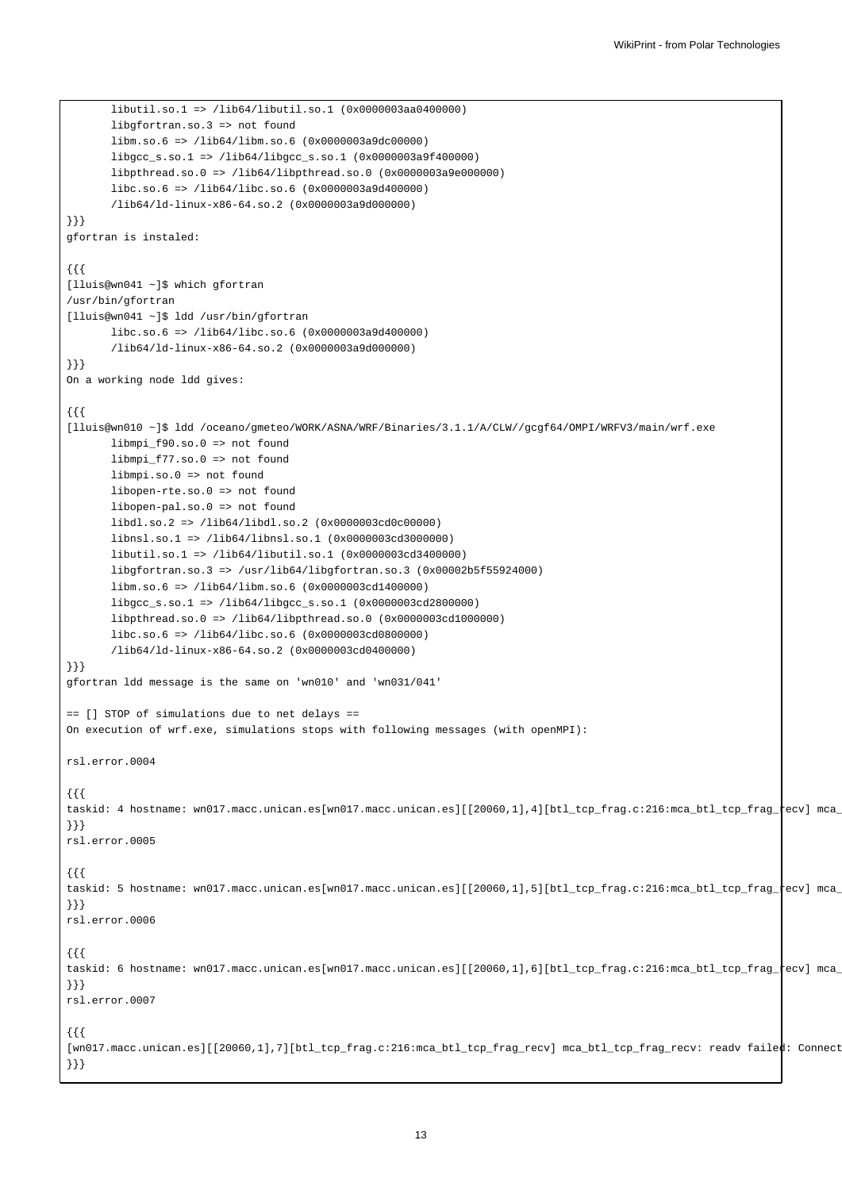```
        libutil.so.1 => /lib64/libutil.so.1 (0x0000003aa0400000)
        libgfortran.so.3 => not found
        libm.so.6 => /lib64/libm.so.6 (0x0000003a9dc00000)
        libgcc_s.so.1 => /lib64/libgcc_s.so.1 (0x0000003a9f400000)
        libpthread.so.0 => /lib64/libpthread.so.0 (0x0000003a9e000000)
        libc.so.6 => /lib64/libc.so.6 (0x0000003a9d400000)
        /lib64/ld-linux-x86-64.so.2 (0x0000003a9d000000)
```

gfortran is instaled:

```
[lluis@wn041 ~]$ which gfortran
/usr/bin/gfortran
[lluis@wn041 ~]$ ldd /usr/bin/gfortran
        libc.so.6 => /lib64/libc.so.6 (0x0000003a9d400000)
        /lib64/ld-linux-x86-64.so.2 (0x0000003a9d000000)
```

On a working node ldd gives:

```
[lluis@wn010 ~]$ ldd /oceano/gmeteo/WORK/ASNA/WRF/Binaries/3.1.1/A/CLW//gcgf64/OMPI/WRFV3/main/wrf.exe
        libmpi_f90.so.0 => not found
        libmpi_f77.so.0 => not found
        libmpi.so.0 => not found
        libopen-rte.so.0 => not found
        libopen-pal.so.0 => not found
        libdl.so.2 => /lib64/libdl.so.2 (0x0000003cd0c00000)
        libnsl.so.1 => /lib64/libnsl.so.1 (0x0000003cd3000000)
        libutil.so.1 => /lib64/libutil.so.1 (0x0000003cd3400000)
        libgfortran.so.3 => /usr/lib64/libgfortran.so.3 (0x00002b5f55924000)
        libm.so.6 => /lib64/libm.so.6 (0x0000003cd1400000)
        libgcc_s.so.1 => /lib64/libgcc_s.so.1 (0x0000003cd2800000)
        libpthread.so.0 => /lib64/libpthread.so.0 (0x0000003cd1000000)
        libc.so.6 => /lib64/libc.so.6 (0x0000003cd0800000)
        /lib64/ld-linux-x86-64.so.2 (0x0000003cd0400000)
```

gfortran ldd message is the same on 'wn010' and 'wn031/041'

## [] STOP of simulations due to net delays

On execution of wrf.exe, simulations stops with following messages (with openMPI):

rsl.error.0004

```
taskid: 4 hostname: wn017.macc.unican.es[wn017.macc.unican.es][[20060,1],4][btl_tcp_frag.c:216:mca_btl_tcp_frag_recv] mca_
```

rsl.error.0005

```
taskid: 5 hostname: wn017.macc.unican.es[wn017.macc.unican.es][[20060,1],5][btl_tcp_frag.c:216:mca_btl_tcp_frag_recv] mca_
```

rsl.error.0006

```
taskid: 6 hostname: wn017.macc.unican.es[wn017.macc.unican.es][[20060,1],6][btl_tcp_frag.c:216:mca_btl_tcp_frag_recv] mca_
```

rsl.error.0007

```
[wn017.macc.unican.es][[20060,1],7][btl_tcp_frag.c:216:mca_btl_tcp_frag_recv] mca_btl_tcp_frag_recv: readv failed: Connect
```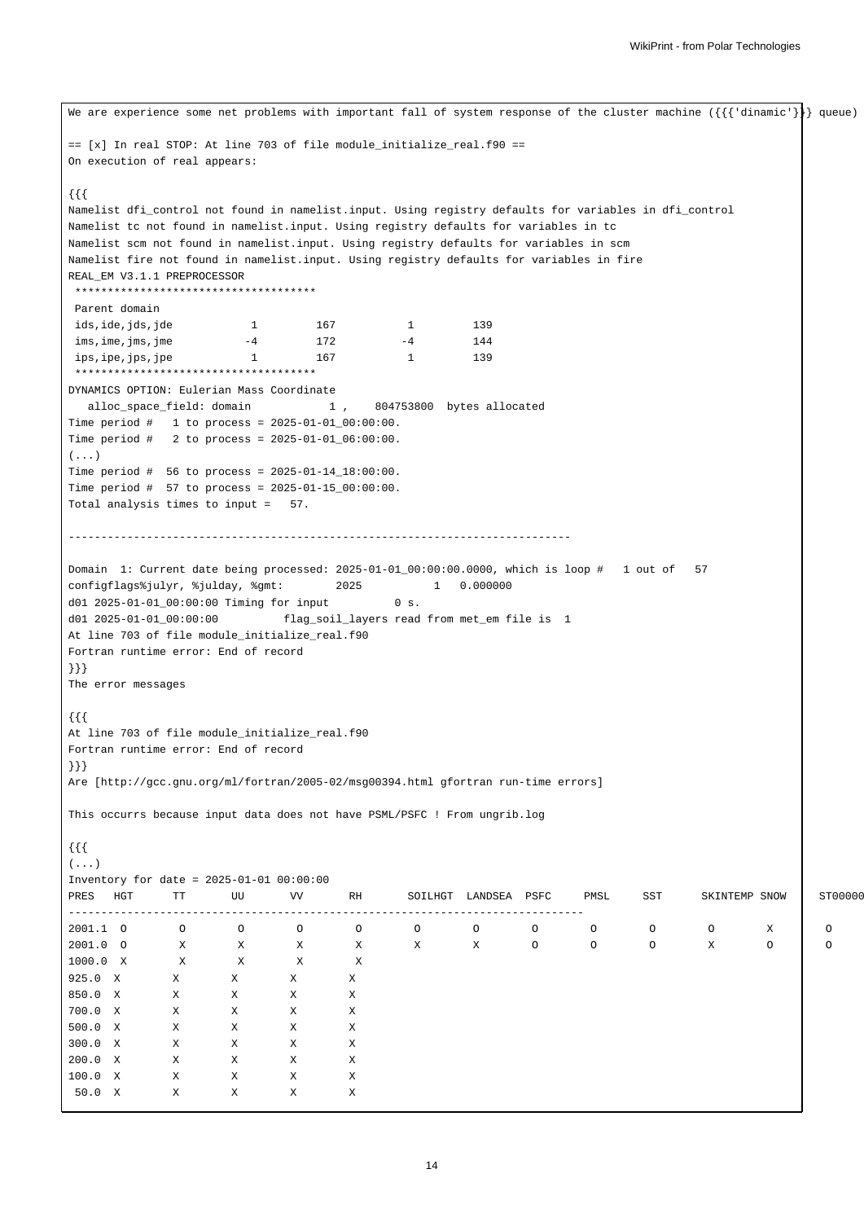We are experience some net problems with important fall of system response of the cluster machine ({{{'dinamic'}}} queue)

== [x] In real STOP: At line 703 of file module_initialize_real.f90 ==
On execution of real appears:

```
{{{
Namelist dfi_control not found in namelist.input. Using registry defaults for variables in dfi_control
Namelist tc not found in namelist.input. Using registry defaults for variables in tc
Namelist scm not found in namelist.input. Using registry defaults for variables in scm
Namelist fire not found in namelist.input. Using registry defaults for variables in fire
REAL_EM V3.1.1 PREPROCESSOR
 *************************************
 Parent domain
 ids,ide,jds,jde            1         167           1         139
 ims,ime,jms,jme           -4         172          -4         144
 ips,ipe,jps,jpe            1         167           1         139
 *************************************
DYNAMICS OPTION: Eulerian Mass Coordinate
   alloc_space_field: domain            1 ,    804753800  bytes allocated
Time period #   1 to process = 2025-01-01_00:00:00.
Time period #   2 to process = 2025-01-01_06:00:00.
(...)
Time period #  56 to process = 2025-01-14_18:00:00.
Time period #  57 to process = 2025-01-15_00:00:00.
Total analysis times to input =   57.

-----------------------------------------------------------------------------

Domain  1: Current date being processed: 2025-01-01_00:00:00.0000, which is loop #   1 out of   57
configflags%julyr, %julday, %gmt:        2025           1   0.000000
d01 2025-01-01_00:00:00 Timing for input          0 s.
d01 2025-01-01_00:00:00          flag_soil_layers read from met_em file is  1
At line 703 of file module_initialize_real.f90
Fortran runtime error: End of record
}}}
```

The error messages

```
{{{
At line 703 of file module_initialize_real.f90
Fortran runtime error: End of record
}}}
```

Are [http://gcc.gnu.org/ml/fortran/2005-02/msg00394.html gfortran run-time errors]

This occurrs because input data does not have PSML/PSFC ! From ungrib.log

```
{{{
(...)
Inventory for date = 2025-01-01 00:00:00
PRES   HGT      TT       UU       VV       RH       SOILHGT  LANDSEA  PSFC     PMSL     SST      SKINTEMP SNOW     ST00000
-------------------------------------------------------------------------------
2001.1  O        O        O        O        O        O        O        O        O        O        O        X        O
2001.0  O        X        X        X        X        X        X        O        O        O        X        O        O
1000.0  X        X        X        X        X
925.0  X        X        X        X        X
850.0  X        X        X        X        X
700.0  X        X        X        X        X
500.0  X        X        X        X        X
300.0  X        X        X        X        X
200.0  X        X        X        X        X
100.0  X        X        X        X        X
 50.0  X        X        X        X        X
```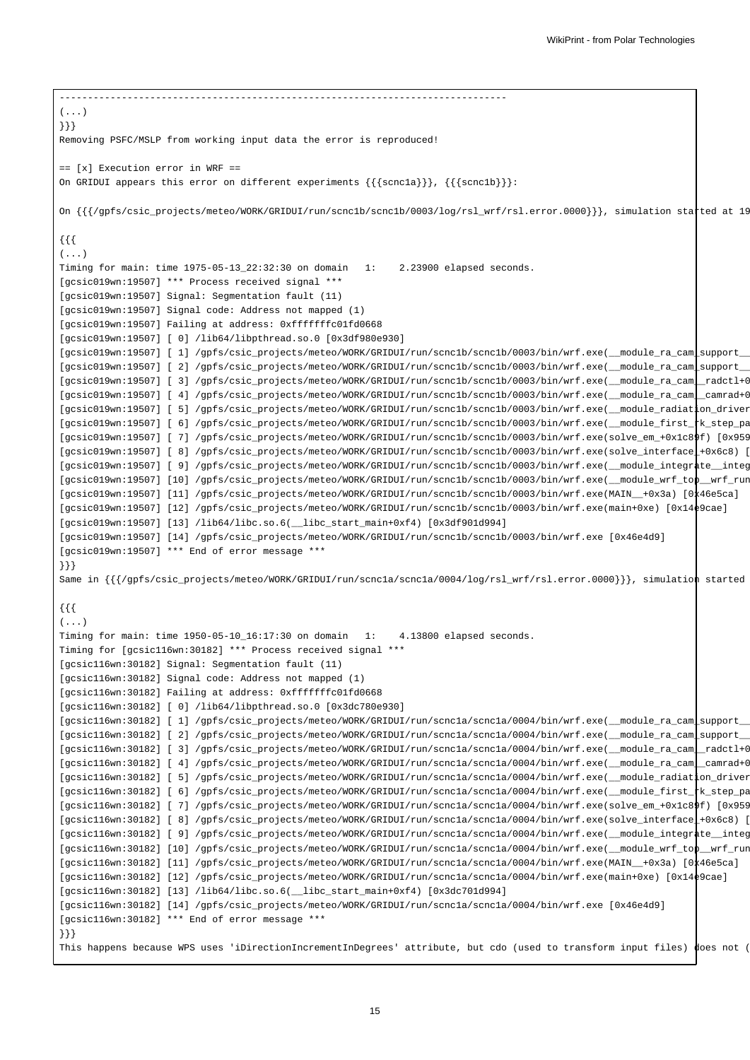```
--------------------------------------------------------------------------------
(...)
}}}
Removing PSFC/MSLP from working input data the error is reproduced!

== [x] Execution error in WRF ==
On GRIDUI appears this error on different experiments {{{scnc1a}}}, {{{scnc1b}}}:

On {{{/gpfs/csic_projects/meteo/WORK/GRIDUI/run/scnc1b/scnc1b/0003/log/rsl_wrf/rsl.error.0000}}}, simulation started at 19

{{{
(...)
Timing for main: time 1975-05-13_22:32:30 on domain   1:    2.23900 elapsed seconds.
[gcsic019wn:19507] *** Process received signal ***
[gcsic019wn:19507] Signal: Segmentation fault (11)
[gcsic019wn:19507] Signal code: Address not mapped (1)
[gcsic019wn:19507] Failing at address: 0xfffffffc01fd0668
[gcsic019wn:19507] [ 0] /lib64/libpthread.so.0 [0x3df980e930]
[gcsic019wn:19507] [ 1] /gpfs/csic_projects/meteo/WORK/GRIDUI/run/scnc1b/scnc1b/0003/bin/wrf.exe(__module_ra_cam_support__
[gcsic019wn:19507] [ 2] /gpfs/csic_projects/meteo/WORK/GRIDUI/run/scnc1b/scnc1b/0003/bin/wrf.exe(__module_ra_cam_support__
[gcsic019wn:19507] [ 3] /gpfs/csic_projects/meteo/WORK/GRIDUI/run/scnc1b/scnc1b/0003/bin/wrf.exe(__module_ra_cam__radctl+0
[gcsic019wn:19507] [ 4] /gpfs/csic_projects/meteo/WORK/GRIDUI/run/scnc1b/scnc1b/0003/bin/wrf.exe(__module_ra_cam__camrad+0
[gcsic019wn:19507] [ 5] /gpfs/csic_projects/meteo/WORK/GRIDUI/run/scnc1b/scnc1b/0003/bin/wrf.exe(__module_radiation_driver
[gcsic019wn:19507] [ 6] /gpfs/csic_projects/meteo/WORK/GRIDUI/run/scnc1b/scnc1b/0003/bin/wrf.exe(__module_first_rk_step_pa
[gcsic019wn:19507] [ 7] /gpfs/csic_projects/meteo/WORK/GRIDUI/run/scnc1b/scnc1b/0003/bin/wrf.exe(solve_em_+0x1c89f) [0x959
[gcsic019wn:19507] [ 8] /gpfs/csic_projects/meteo/WORK/GRIDUI/run/scnc1b/scnc1b/0003/bin/wrf.exe(solve_interface_+0x6c8) [
[gcsic019wn:19507] [ 9] /gpfs/csic_projects/meteo/WORK/GRIDUI/run/scnc1b/scnc1b/0003/bin/wrf.exe(__module_integrate__integ
[gcsic019wn:19507] [10] /gpfs/csic_projects/meteo/WORK/GRIDUI/run/scnc1b/scnc1b/0003/bin/wrf.exe(__module_wrf_top__wrf_run
[gcsic019wn:19507] [11] /gpfs/csic_projects/meteo/WORK/GRIDUI/run/scnc1b/scnc1b/0003/bin/wrf.exe(MAIN__+0x3a) [0x46e5ca]
[gcsic019wn:19507] [12] /gpfs/csic_projects/meteo/WORK/GRIDUI/run/scnc1b/scnc1b/0003/bin/wrf.exe(main+0xe) [0x14e9cae]
[gcsic019wn:19507] [13] /lib64/libc.so.6(__libc_start_main+0xf4) [0x3df901d994]
[gcsic019wn:19507] [14] /gpfs/csic_projects/meteo/WORK/GRIDUI/run/scnc1b/scnc1b/0003/bin/wrf.exe [0x46e4d9]
[gcsic019wn:19507] *** End of error message ***
}}}
Same in {{{/gpfs/csic_projects/meteo/WORK/GRIDUI/run/scnc1a/scnc1a/0004/log/rsl_wrf/rsl.error.0000}}}, simulation started

{{{
(...)
Timing for main: time 1950-05-10_16:17:30 on domain   1:    4.13800 elapsed seconds.
Timing for [gcsic116wn:30182] *** Process received signal ***
[gcsic116wn:30182] Signal: Segmentation fault (11)
[gcsic116wn:30182] Signal code: Address not mapped (1)
[gcsic116wn:30182] Failing at address: 0xfffffffc01fd0668
[gcsic116wn:30182] [ 0] /lib64/libpthread.so.0 [0x3dc780e930]
[gcsic116wn:30182] [ 1] /gpfs/csic_projects/meteo/WORK/GRIDUI/run/scnc1a/scnc1a/0004/bin/wrf.exe(__module_ra_cam_support__
[gcsic116wn:30182] [ 2] /gpfs/csic_projects/meteo/WORK/GRIDUI/run/scnc1a/scnc1a/0004/bin/wrf.exe(__module_ra_cam_support__
[gcsic116wn:30182] [ 3] /gpfs/csic_projects/meteo/WORK/GRIDUI/run/scnc1a/scnc1a/0004/bin/wrf.exe(__module_ra_cam__radctl+0
[gcsic116wn:30182] [ 4] /gpfs/csic_projects/meteo/WORK/GRIDUI/run/scnc1a/scnc1a/0004/bin/wrf.exe(__module_ra_cam__camrad+0
[gcsic116wn:30182] [ 5] /gpfs/csic_projects/meteo/WORK/GRIDUI/run/scnc1a/scnc1a/0004/bin/wrf.exe(__module_radiation_driver
[gcsic116wn:30182] [ 6] /gpfs/csic_projects/meteo/WORK/GRIDUI/run/scnc1a/scnc1a/0004/bin/wrf.exe(__module_first_rk_step_pa
[gcsic116wn:30182] [ 7] /gpfs/csic_projects/meteo/WORK/GRIDUI/run/scnc1a/scnc1a/0004/bin/wrf.exe(solve_em_+0x1c89f) [0x959
[gcsic116wn:30182] [ 8] /gpfs/csic_projects/meteo/WORK/GRIDUI/run/scnc1a/scnc1a/0004/bin/wrf.exe(solve_interface_+0x6c8) [
[gcsic116wn:30182] [ 9] /gpfs/csic_projects/meteo/WORK/GRIDUI/run/scnc1a/scnc1a/0004/bin/wrf.exe(__module_integrate__integ
[gcsic116wn:30182] [10] /gpfs/csic_projects/meteo/WORK/GRIDUI/run/scnc1a/scnc1a/0004/bin/wrf.exe(__module_wrf_top__wrf_run
[gcsic116wn:30182] [11] /gpfs/csic_projects/meteo/WORK/GRIDUI/run/scnc1a/scnc1a/0004/bin/wrf.exe(MAIN__+0x3a) [0x46e5ca]
[gcsic116wn:30182] [12] /gpfs/csic_projects/meteo/WORK/GRIDUI/run/scnc1a/scnc1a/0004/bin/wrf.exe(main+0xe) [0x14e9cae]
[gcsic116wn:30182] [13] /lib64/libc.so.6(__libc_start_main+0xf4) [0x3dc701d994]
[gcsic116wn:30182] [14] /gpfs/csic_projects/meteo/WORK/GRIDUI/run/scnc1a/scnc1a/0004/bin/wrf.exe [0x46e4d9]
[gcsic116wn:30182] *** End of error message ***
}}}
This happens because WPS uses 'iDirectionIncrementInDegrees' attribute, but cdo (used to transform input files) does not (
```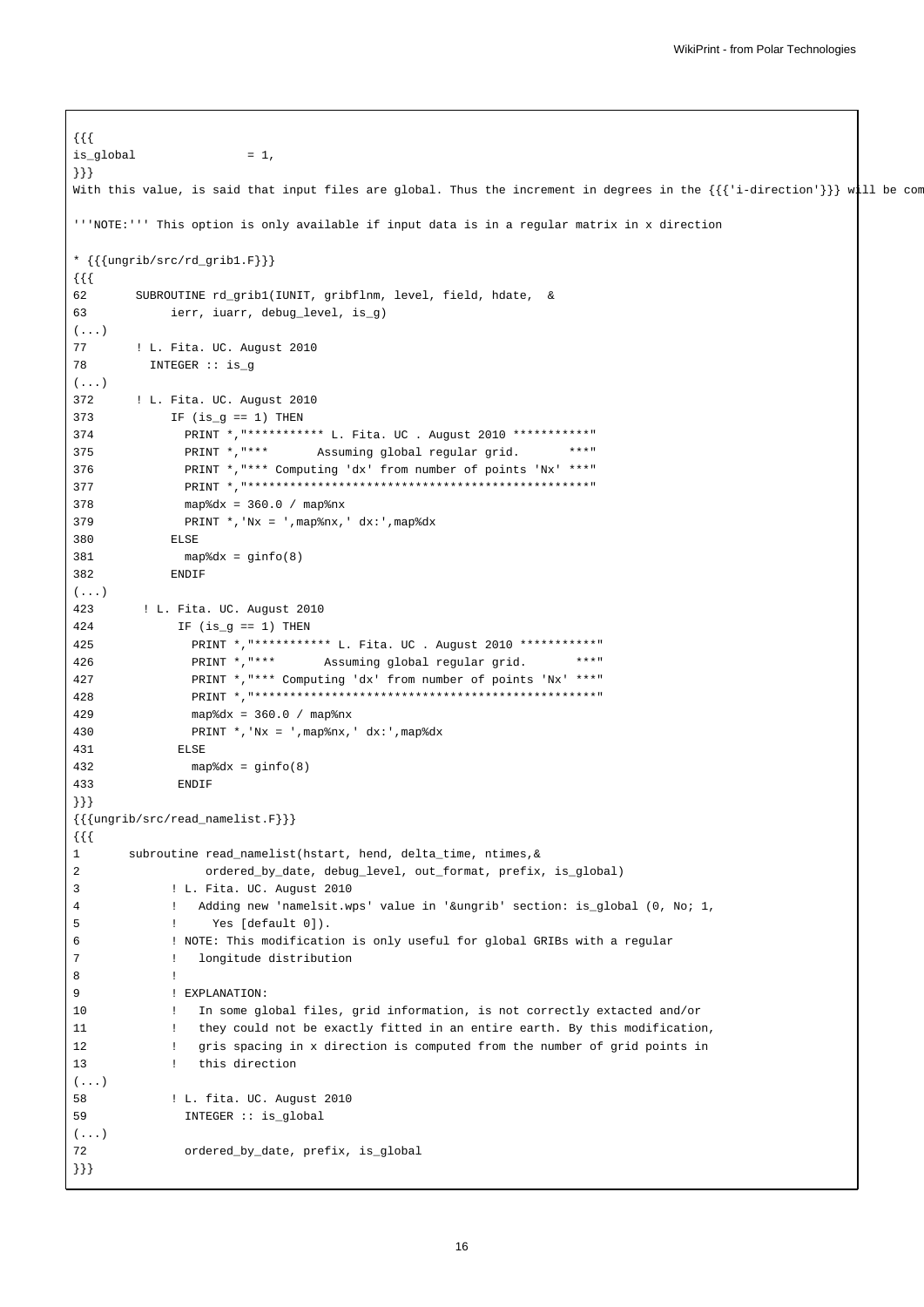```
{{{
is_global              = 1,
}}}
With this value, is said that input files are global. Thus the increment in degrees in the {{{'i-direction'}}} will be com

'''NOTE:''' This option is only available if input data is in a regular matrix in x direction

* {{{ungrib/src/rd_grib1.F}}}
{{{
62       SUBROUTINE rd_grib1(IUNIT, gribflnm, level, field, hdate,  &
63            ierr, iuarr, debug_level, is_g)
(...)
77       ! L. Fita. UC. August 2010
78         INTEGER :: is_g
(...)
372      ! L. Fita. UC. August 2010
373          IF (is_g == 1) THEN
374            PRINT *,"*********** L. Fita. UC . August 2010 ***********"
375            PRINT *,"***       Assuming global regular grid.       ***"
376            PRINT *,"*** Computing 'dx' from number of points 'Nx' ***"
377            PRINT *,"*************************************************"
378            map%dx = 360.0 / map%nx
379            PRINT *,'Nx = ',map%nx,' dx:',map%dx
380          ELSE
381            map%dx = ginfo(8)
382          ENDIF
(...)
423       ! L. Fita. UC. August 2010
424           IF (is_g == 1) THEN
425             PRINT *,"*********** L. Fita. UC . August 2010 ***********"
426             PRINT *,"***       Assuming global regular grid.       ***"
427             PRINT *,"*** Computing 'dx' from number of points 'Nx' ***"
428             PRINT *,"*************************************************"
429             map%dx = 360.0 / map%nx
430             PRINT *,'Nx = ',map%nx,' dx:',map%dx
431           ELSE
432             map%dx = ginfo(8)
433           ENDIF
}}}
{{{ungrib/src/read_namelist.F}}}
{{{
1       subroutine read_namelist(hstart, hend, delta_time, ntimes,&
2                  ordered_by_date, debug_level, out_format, prefix, is_global)
3             ! L. Fita. UC. August 2010
4             !   Adding new 'namelsit.wps' value in '&ungrib' section: is_global (0, No; 1,
5             !      Yes [default 0]).
6             ! NOTE: This modification is only useful for global GRIBs with a regular
7             !   longitude distribution
8             !
9             ! EXPLANATION:
10            !   In some global files, grid information, is not correctly extacted and/or
11            !   they could not be exactly fitted in an entire earth. By this modification,
12            !   gris spacing in x direction is computed from the number of grid points in
13            !   this direction
(...)
58            ! L. fita. UC. August 2010
59              INTEGER :: is_global
(...)
72              ordered_by_date, prefix, is_global
}}}
```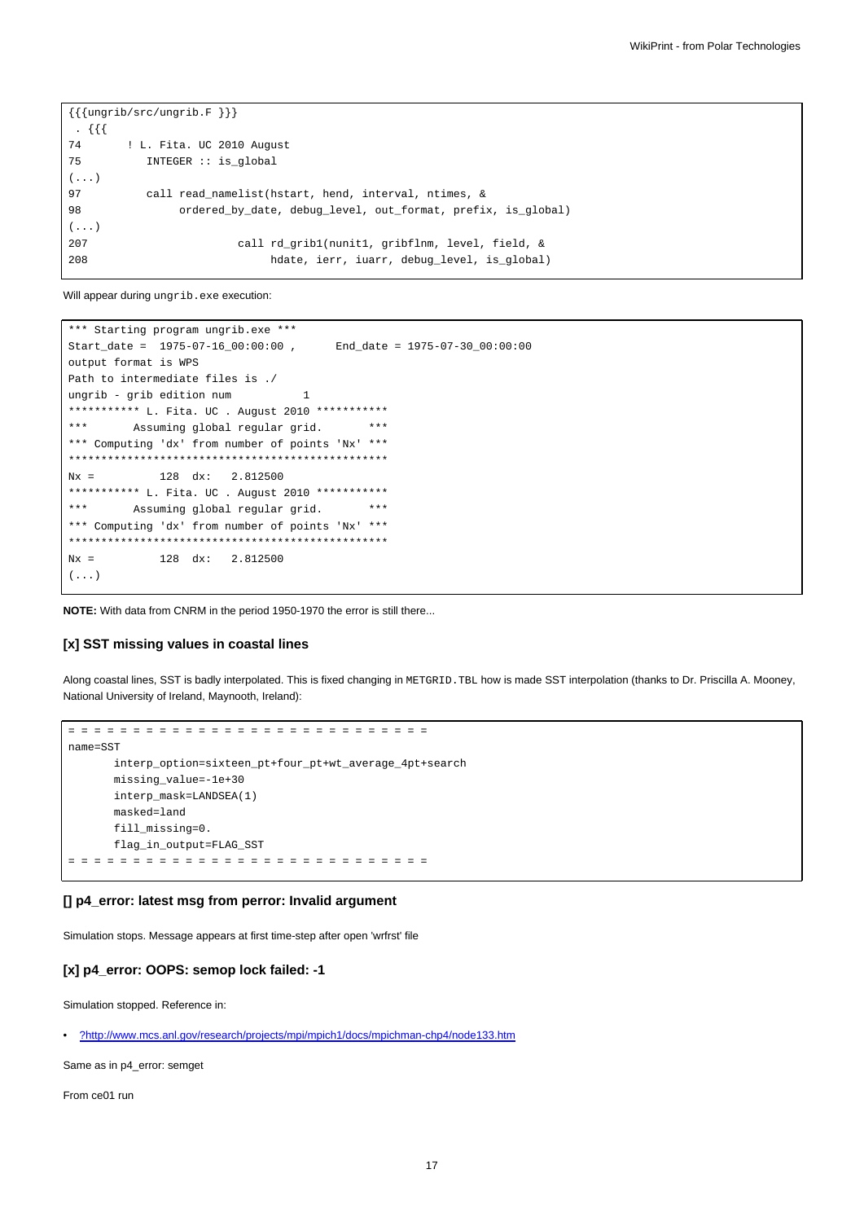```
{{{ungrib/src/ungrib.F }}}
 . {{{
74       ! L. Fita. UC 2010 August
75          INTEGER :: is_global
(...)
97          call read_namelist(hstart, hend, interval, ntimes, &
98               ordered_by_date, debug_level, out_format, prefix, is_global)
(...)
207                      call rd_grib1(nunit1, gribflnm, level, field, &
208                           hdate, ierr, iuarr, debug_level, is_global)
```

Will appear during `ungrib.exe` execution:

```
*** Starting program ungrib.exe ***
Start_date =  1975-07-16_00:00:00 ,      End_date = 1975-07-30_00:00:00
output format is WPS
Path to intermediate files is ./
ungrib - grib edition num           1
*********** L. Fita. UC . August 2010 ***********
***       Assuming global regular grid.       ***
*** Computing 'dx' from number of points 'Nx' ***
*************************************************
Nx =          128  dx:   2.812500
*********** L. Fita. UC . August 2010 ***********
***       Assuming global regular grid.       ***
*** Computing 'dx' from number of points 'Nx' ***
*************************************************
Nx =          128  dx:   2.812500
(...)
```

**NOTE:** With data from CNRM in the period 1950-1970 the error is still there...

### [x] SST missing values in coastal lines

Along coastal lines, SST is badly interpolated. This is fixed changing in `METGRID.TBL` how is made SST interpolation (thanks to Dr. Priscilla A. Mooney, National University of Ireland, Maynooth, Ireland):

```
= = = = = = = = = = = = = = = = = = = = = = = = = = = = =
name=SST
       interp_option=sixteen_pt+four_pt+wt_average_4pt+search
       missing_value=-1e+30
       interp_mask=LANDSEA(1)
       masked=land
       fill_missing=0.
       flag_in_output=FLAG_SST
= = = = = = = = = = = = = = = = = = = = = = = = = = = = =
```

### [] p4_error: latest msg from perror: Invalid argument

Simulation stops. Message appears at first time-step after open 'wrfrst' file

### [x] p4_error: OOPS: semop lock failed: -1

Simulation stopped. Reference in:

- ?http://www.mcs.anl.gov/research/projects/mpi/mpich1/docs/mpichman-chp4/node133.htm

Same as in p4_error: semget

From ce01 run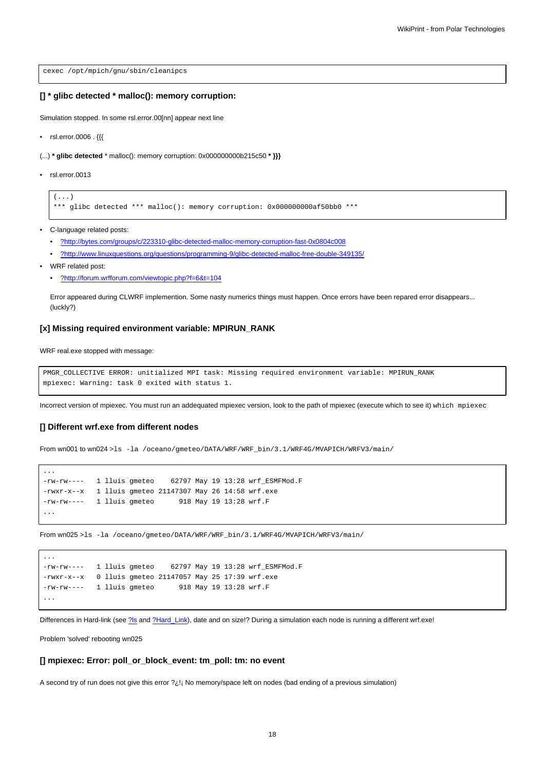```
cexec /opt/mpich/gnu/sbin/cleanipcs
```

### [] * glibc detected * malloc(): memory corruption:

Simulation stopped. In some rsl.error.00[nn] appear next line

- rsl.error.0006 . {{{

(...) **\* glibc detected** * malloc(): memory corruption: 0x000000000b215c50 **\* }}}**

- rsl.error.0013

```
(...)
*** glibc detected *** malloc(): memory corruption: 0x000000000af50bb0 ***
```

- C-language related posts:
  - ?http://bytes.com/groups/c/223310-glibc-detected-malloc-memory-corruption-fast-0x0804c008
  - ?http://www.linuxquestions.org/questions/programming-9/glibc-detected-malloc-free-double-349135/
- WRF related post:
  - ?http://forum.wrfforum.com/viewtopic.php?f=6&t=104

  Error appeared during CLWRF implemention. Some nasty numerics things must happen. Once errors have been repared error disappears... (luckly?)

### [x] Missing required environment variable: MPIRUN_RANK

WRF real.exe stopped with message:

```
PMGR_COLLECTIVE ERROR: unitialized MPI task: Missing required environment variable: MPIRUN_RANK
mpiexec: Warning: task 0 exited with status 1.
```

Incorrect version of mpiexec. You must run an addequated mpiexec version, look to the path of mpiexec (execute which to see it) `which mpiexec`

### [] Different wrf.exe from different nodes

From wn001 to wn024 >`ls -la /oceano/gmeteo/DATA/WRF/WRF_bin/3.1/WRF4G/MVAPICH/WRFV3/main/`

```
...
-rw-rw----   1 lluis gmeteo    62797 May 19 13:28 wrf_ESMFMod.F
-rwxr-x--x   1 lluis gmeteo 21147307 May 26 14:58 wrf.exe
-rw-rw----   1 lluis gmeteo      918 May 19 13:28 wrf.F
...
```

From wn025 >`ls -la /oceano/gmeteo/DATA/WRF/WRF_bin/3.1/WRF4G/MVAPICH/WRFV3/main/`

```
...
-rw-rw----   1 lluis gmeteo    62797 May 19 13:28 wrf_ESMFMod.F
-rwxr-x--x   0 lluis gmeteo 21147057 May 25 17:39 wrf.exe
-rw-rw----   1 lluis gmeteo      918 May 19 13:28 wrf.F
...
```

Differences in Hard-link (see ?ls and ?Hard_Link), date and on size!? During a simulation each node is running a different wrf.exe!

Problem 'solved' rebooting wn025

### [] mpiexec: Error: poll_or_block_event: tm_poll: tm: no event

A second try of run does not give this error ?¿!¡ No memory/space left on nodes (bad ending of a previous simulation)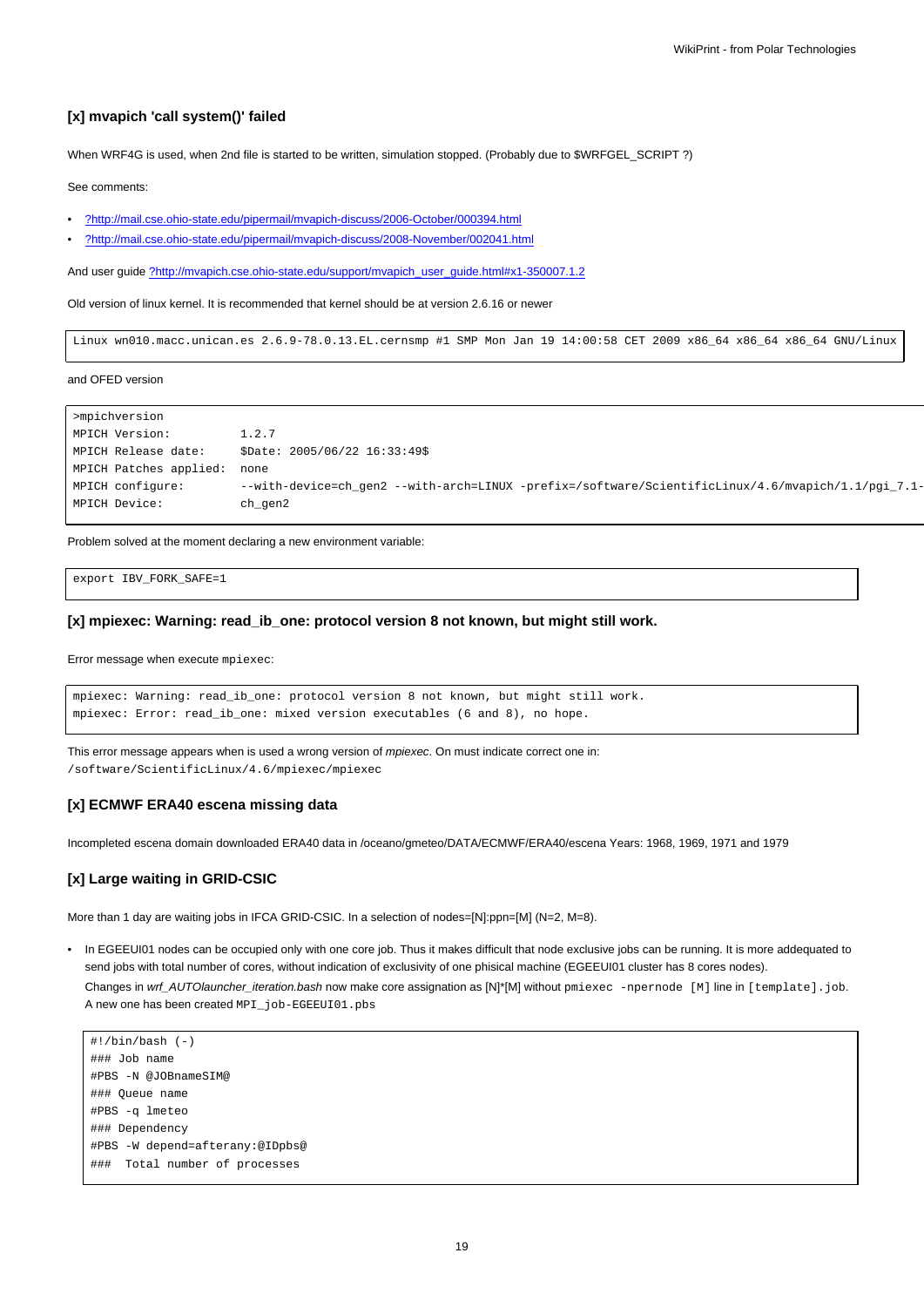### [x] mvapich 'call system()' failed

When WRF4G is used, when 2nd file is started to be written, simulation stopped. (Probably due to $WRFGEL_SCRIPT ?)

See comments:

- ?http://mail.cse.ohio-state.edu/pipermail/mvapich-discuss/2006-October/000394.html
- ?http://mail.cse.ohio-state.edu/pipermail/mvapich-discuss/2008-November/002041.html

And user guide ?http://mvapich.cse.ohio-state.edu/support/mvapich_user_guide.html#x1-350007.1.2

Old version of linux kernel. It is recommended that kernel should be at version 2.6.16 or newer

```
Linux wn010.macc.unican.es 2.6.9-78.0.13.EL.cernsmp #1 SMP Mon Jan 19 14:00:58 CET 2009 x86_64 x86_64 x86_64 GNU/Linux
```

and OFED version

```
>mpichversion
MPICH Version:          1.2.7
MPICH Release date:     $Date: 2005/06/22 16:33:49$
MPICH Patches applied:  none
MPICH configure:        --with-device=ch_gen2 --with-arch=LINUX -prefix=/software/ScientificLinux/4.6/mvapich/1.1/pgi_7.1-
MPICH Device:           ch_gen2
```

Problem solved at the moment declaring a new environment variable:

```
export IBV_FORK_SAFE=1
```

### [x] mpiexec: Warning: read_ib_one: protocol version 8 not known, but might still work.

Error message when execute `mpiexec`:

```
mpiexec: Warning: read_ib_one: protocol version 8 not known, but might still work.
mpiexec: Error: read_ib_one: mixed version executables (6 and 8), no hope.
```

This error message appears when is used a wrong version of *mpiexec*. On must indicate correct one in: `/software/ScientificLinux/4.6/mpiexec/mpiexec`

### [x] ECMWF ERA40 escena missing data

Incompleted escena domain downloaded ERA40 data in /oceano/gmeteo/DATA/ECMWF/ERA40/escena Years: 1968, 1969, 1971 and 1979

### [x] Large waiting in GRID-CSIC

More than 1 day are waiting jobs in IFCA GRID-CSIC. In a selection of nodes=[N]:ppn=[M] (N=2, M=8).

- In EGEEUI01 nodes can be occupied only with one core job. Thus it makes difficult that node exclusive jobs can be running. It is more addequated to send jobs with total number of cores, without indication of exclusivity of one phisical machine (EGEEUI01 cluster has 8 cores nodes).
  Changes in *wrf_AUTOlauncher_iteration.bash* now make core assignation as [N]*[M] without `pmiexec -npernode [M]` line in `[template].job`. A new one has been created `MPI_job-EGEEUI01.pbs`

```
#!/bin/bash (-)
### Job name
#PBS -N @JOBnameSIM@
### Queue name
#PBS -q lmeteo
### Dependency
#PBS -W depend=afterany:@IDpbs@
###  Total number of processes
```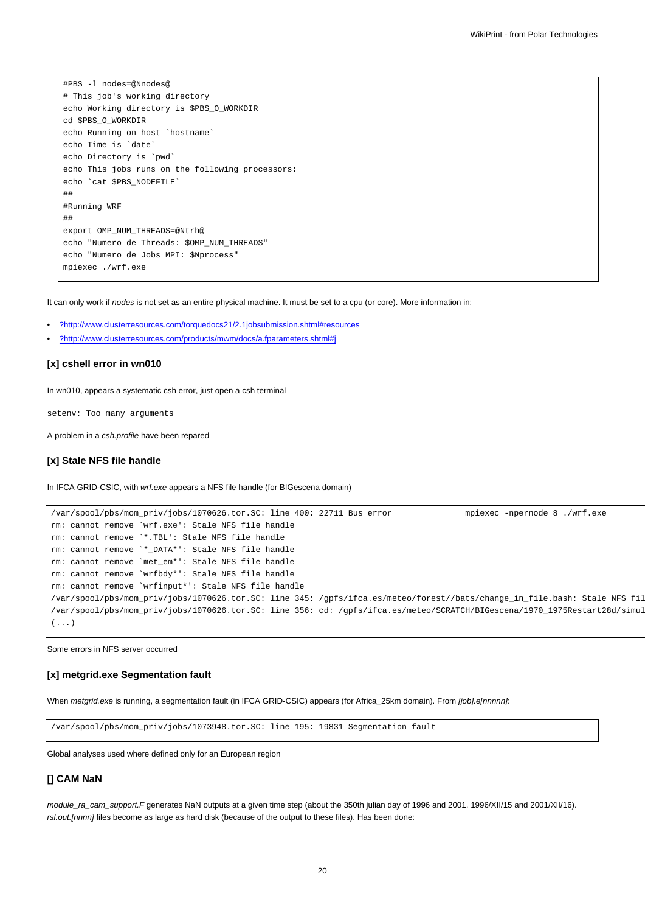```
#PBS -l nodes=@Nnodes@
# This job's working directory
echo Working directory is $PBS_O_WORKDIR
cd $PBS_O_WORKDIR
echo Running on host `hostname`
echo Time is `date`
echo Directory is `pwd`
echo This jobs runs on the following processors:
echo `cat $PBS_NODEFILE`
##
#Running WRF
##
export OMP_NUM_THREADS=@Ntrh@
echo "Numero de Threads: $OMP_NUM_THREADS"
echo "Numero de Jobs MPI: $Nprocess"
mpiexec ./wrf.exe
```

It can only work if *nodes* is not set as an entire physical machine. It must be set to a cpu (or core). More information in:

- ?http://www.clusterresources.com/torquedocs21/2.1jobsubmission.shtml#resources
- ?http://www.clusterresources.com/products/mwm/docs/a.fparameters.shtml#j

### [x] cshell error in wn010

In wn010, appears a systematic csh error, just open a csh terminal

```
setenv: Too many arguments
```

A problem in a *csh.profile* have been repared

### [x] Stale NFS file handle

In IFCA GRID-CSIC, with *wrf.exe* appears a NFS file handle (for BIGescena domain)

```
/var/spool/pbs/mom_priv/jobs/1070626.tor.SC: line 400: 22711 Bus error               mpiexec -npernode 8 ./wrf.exe
rm: cannot remove `wrf.exe': Stale NFS file handle
rm: cannot remove `*.TBL': Stale NFS file handle
rm: cannot remove `*_DATA*': Stale NFS file handle
rm: cannot remove `met_em*': Stale NFS file handle
rm: cannot remove `wrfbdy*': Stale NFS file handle
rm: cannot remove `wrfinput*': Stale NFS file handle
/var/spool/pbs/mom_priv/jobs/1070626.tor.SC: line 345: /gpfs/ifca.es/meteo/forest//bats/change_in_file.bash: Stale NFS fil
/var/spool/pbs/mom_priv/jobs/1070626.tor.SC: line 356: cd: /gpfs/ifca.es/meteo/SCRATCH/BIGescena/1970_1975Restart28d/simul
(...)
```

Some errors in NFS server occurred

### [x] metgrid.exe Segmentation fault

When *metgrid.exe* is running, a segmentation fault (in IFCA GRID-CSIC) appears (for Africa_25km domain). From *[job].e[nnnnn]*:

```
/var/spool/pbs/mom_priv/jobs/1073948.tor.SC: line 195: 19831 Segmentation fault
```

Global analyses used where defined only for an European region

### [] CAM NaN

*module_ra_cam_support.F* generates NaN outputs at a given time step (about the 350th julian day of 1996 and 2001, 1996/XII/15 and 2001/XII/16). *rsl.out.[nnnn]* files become as large as hard disk (because of the output to these files). Has been done: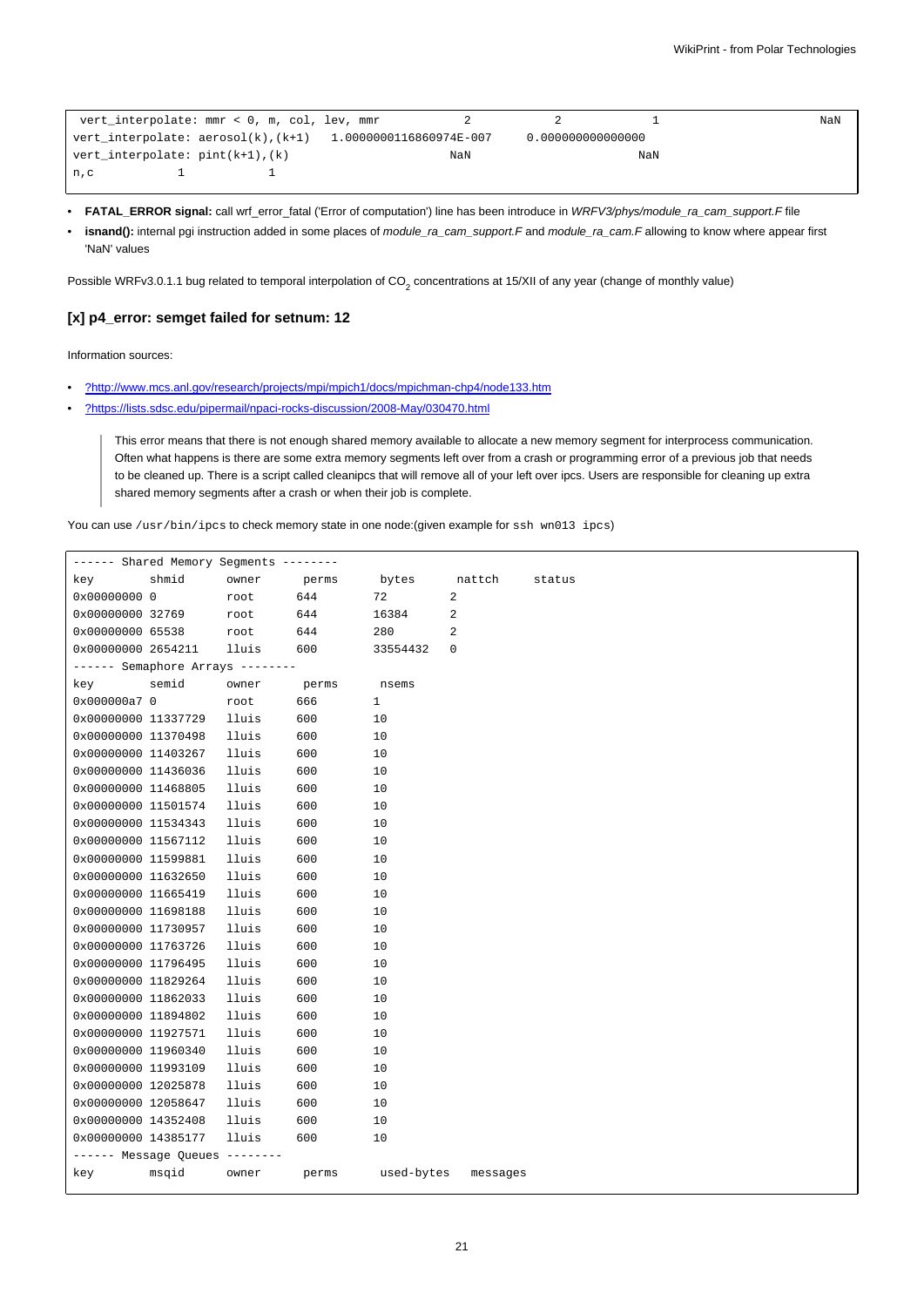```
 vert_interpolate: mmr < 0, m, col, lev, mmr           2            2             1                       NaN
vert_interpolate: aerosol(k),(k+1)  1.0000000116860974E-007    0.000000000000000
vert_interpolate: pint(k+1),(k)                          NaN                        NaN
n,c           1            1
```

- **FATAL_ERROR signal:** call wrf_error_fatal ('Error of computation') line has been introduce in *WRFV3/phys/module_ra_cam_support.F* file
- **isnand():** internal pgi instruction added in some places of *module_ra_cam_support.F* and *module_ra_cam.F* allowing to know where appear first 'NaN' values

Possible WRFv3.0.1.1 bug related to temporal interpolation of $CO_2$ concentrations at 15/XII of any year (change of monthly value)

### [x] p4_error: semget failed for setnum: 12

Information sources:

- ?http://www.mcs.anl.gov/research/projects/mpi/mpich1/docs/mpichman-chp4/node133.htm
- ?https://lists.sdsc.edu/pipermail/npaci-rocks-discussion/2008-May/030470.html

> This error means that there is not enough shared memory available to allocate a new memory segment for interprocess communication. Often what happens is there are some extra memory segments left over from a crash or programming error of a previous job that needs to be cleaned up. There is a script called cleanipcs that will remove all of your left over ipcs. Users are responsible for cleaning up extra shared memory segments after a crash or when their job is complete.

You can use `/usr/bin/ipcs` to check memory state in one node:(given example for `ssh wn013 ipcs`)

```
------ Shared Memory Segments --------
key        shmid      owner      perms      bytes      nattch     status
0x00000000 0          root       644        72         2
0x00000000 32769      root       644        16384      2
0x00000000 65538      root       644        280        2
0x00000000 2654211    lluis      600        33554432   0
------ Semaphore Arrays --------
key        semid      owner      perms      nsems
0x000000a7 0          root       666        1
0x00000000 11337729   lluis      600        10
0x00000000 11370498   lluis      600        10
0x00000000 11403267   lluis      600        10
0x00000000 11436036   lluis      600        10
0x00000000 11468805   lluis      600        10
0x00000000 11501574   lluis      600        10
0x00000000 11534343   lluis      600        10
0x00000000 11567112   lluis      600        10
0x00000000 11599881   lluis      600        10
0x00000000 11632650   lluis      600        10
0x00000000 11665419   lluis      600        10
0x00000000 11698188   lluis      600        10
0x00000000 11730957   lluis      600        10
0x00000000 11763726   lluis      600        10
0x00000000 11796495   lluis      600        10
0x00000000 11829264   lluis      600        10
0x00000000 11862033   lluis      600        10
0x00000000 11894802   lluis      600        10
0x00000000 11927571   lluis      600        10
0x00000000 11960340   lluis      600        10
0x00000000 11993109   lluis      600        10
0x00000000 12025878   lluis      600        10
0x00000000 12058647   lluis      600        10
0x00000000 14352408   lluis      600        10
0x00000000 14385177   lluis      600        10
------ Message Queues --------
key        msqid      owner      perms      used-bytes   messages
```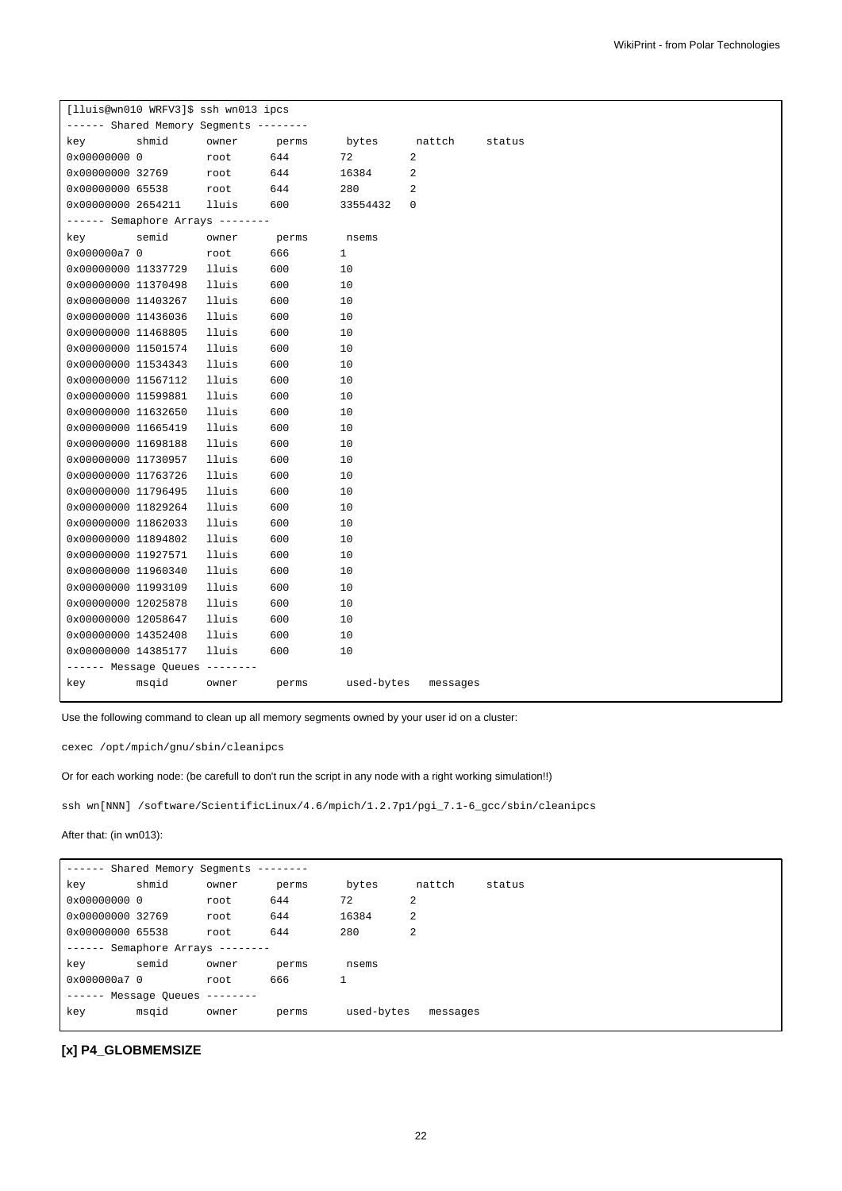```
[lluis@wn010 WRFV3]$ ssh wn013 ipcs
------ Shared Memory Segments --------
key        shmid      owner      perms      bytes      nattch     status
0x00000000 0          root      644        72         2
0x00000000 32769      root      644        16384      2
0x00000000 65538      root      644        280        2
0x00000000 2654211    lluis     600        33554432   0
------ Semaphore Arrays --------
key        semid      owner      perms      nsems
0x000000a7 0          root      666        1
0x00000000 11337729   lluis     600        10
0x00000000 11370498   lluis     600        10
0x00000000 11403267   lluis     600        10
0x00000000 11436036   lluis     600        10
0x00000000 11468805   lluis     600        10
0x00000000 11501574   lluis     600        10
0x00000000 11534343   lluis     600        10
0x00000000 11567112   lluis     600        10
0x00000000 11599881   lluis     600        10
0x00000000 11632650   lluis     600        10
0x00000000 11665419   lluis     600        10
0x00000000 11698188   lluis     600        10
0x00000000 11730957   lluis     600        10
0x00000000 11763726   lluis     600        10
0x00000000 11796495   lluis     600        10
0x00000000 11829264   lluis     600        10
0x00000000 11862033   lluis     600        10
0x00000000 11894802   lluis     600        10
0x00000000 11927571   lluis     600        10
0x00000000 11960340   lluis     600        10
0x00000000 11993109   lluis     600        10
0x00000000 12025878   lluis     600        10
0x00000000 12058647   lluis     600        10
0x00000000 14352408   lluis     600        10
0x00000000 14385177   lluis     600        10
------ Message Queues --------
key        msqid      owner      perms      used-bytes   messages
```

Use the following command to clean up all memory segments owned by your user id on a cluster:

```
cexec /opt/mpich/gnu/sbin/cleanipcs
```

Or for each working node: (be carefull to don't run the script in any node with a right working simulation!!)

```
ssh wn[NNN] /software/ScientificLinux/4.6/mpich/1.2.7p1/pgi_7.1-6_gcc/sbin/cleanipcs
```

After that: (in wn013):

```
------ Shared Memory Segments --------
key        shmid      owner      perms      bytes      nattch     status
0x00000000 0          root      644        72         2
0x00000000 32769      root      644        16384      2
0x00000000 65538      root      644        280        2
------ Semaphore Arrays --------
key        semid      owner      perms      nsems
0x000000a7 0          root      666        1
------ Message Queues --------
key        msqid      owner      perms      used-bytes   messages
```

### [x] P4_GLOBMEMSIZE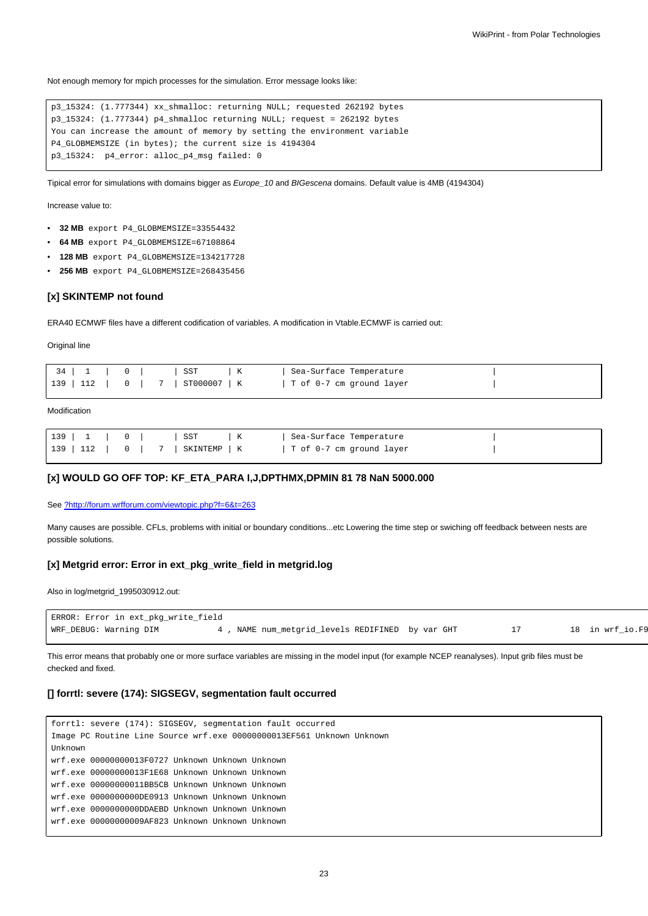Not enough memory for mpich processes for the simulation. Error message looks like:

```
p3_15324: (1.777344) xx_shmalloc: returning NULL; requested 262192 bytes
p3_15324: (1.777344) p4_shmalloc returning NULL; request = 262192 bytes
You can increase the amount of memory by setting the environment variable
P4_GLOBMEMSIZE (in bytes); the current size is 4194304
p3_15324:  p4_error: alloc_p4_msg failed: 0
```

Tipical error for simulations with domains bigger as *Europe_10* and *BIGescena* domains. Default value is 4MB (4194304)

Increase value to:

- **32 MB** `export P4_GLOBMEMSIZE=33554432`
- **64 MB** `export P4_GLOBMEMSIZE=67108864`
- **128 MB** `export P4_GLOBMEMSIZE=134217728`
- **256 MB** `export P4_GLOBMEMSIZE=268435456`

### [x] SKINTEMP not found

ERA40 ECMWF files have a different codification of variables. A modification in Vtable.ECMWF is carried out:

Original line

```
 34 |  1   |   0 |      | SST      | K       | Sea-Surface Temperature               |
139 | 112  |   0 |   7  | ST000007 | K       | T of 0-7 cm ground layer              |
```

Modification

```
139 |  1   |   0 |      | SST      | K       | Sea-Surface Temperature               |
139 | 112  |   0 |   7  | SKINTEMP | K       | T of 0-7 cm ground layer              |
```

### [x] WOULD GO OFF TOP: KF_ETA_PARA I,J,DPTHMX,DPMIN 81 78 NaN 5000.000

See ?http://forum.wrfforum.com/viewtopic.php?f=6&t=263

Many causes are possible. CFLs, problems with initial or boundary conditions...etc Lowering the time step or swiching off feedback between nests are possible solutions.

### [x] Metgrid error: Error in ext_pkg_write_field in metgrid.log

Also in log/metgrid_1995030912.out:

```
ERROR: Error in ext_pkg_write_field
WRF_DEBUG: Warning DIM            4 , NAME num_metgrid_levels REDIFINED  by var GHT           17           18  in wrf_io.F9
```

This error means that probably one or more surface variables are missing in the model input (for example NCEP reanalyses). Input grib files must be checked and fixed.

### [] forrtl: severe (174): SIGSEGV, segmentation fault occurred

```
forrtl: severe (174): SIGSEGV, segmentation fault occurred
Image PC Routine Line Source wrf.exe 00000000013EF561 Unknown Unknown
Unknown
wrf.exe 00000000013F0727 Unknown Unknown Unknown
wrf.exe 00000000013F1E68 Unknown Unknown Unknown
wrf.exe 00000000011BB5CB Unknown Unknown Unknown
wrf.exe 0000000000DE0913 Unknown Unknown Unknown
wrf.exe 0000000000DDAEBD Unknown Unknown Unknown
wrf.exe 00000000009AF823 Unknown Unknown Unknown
```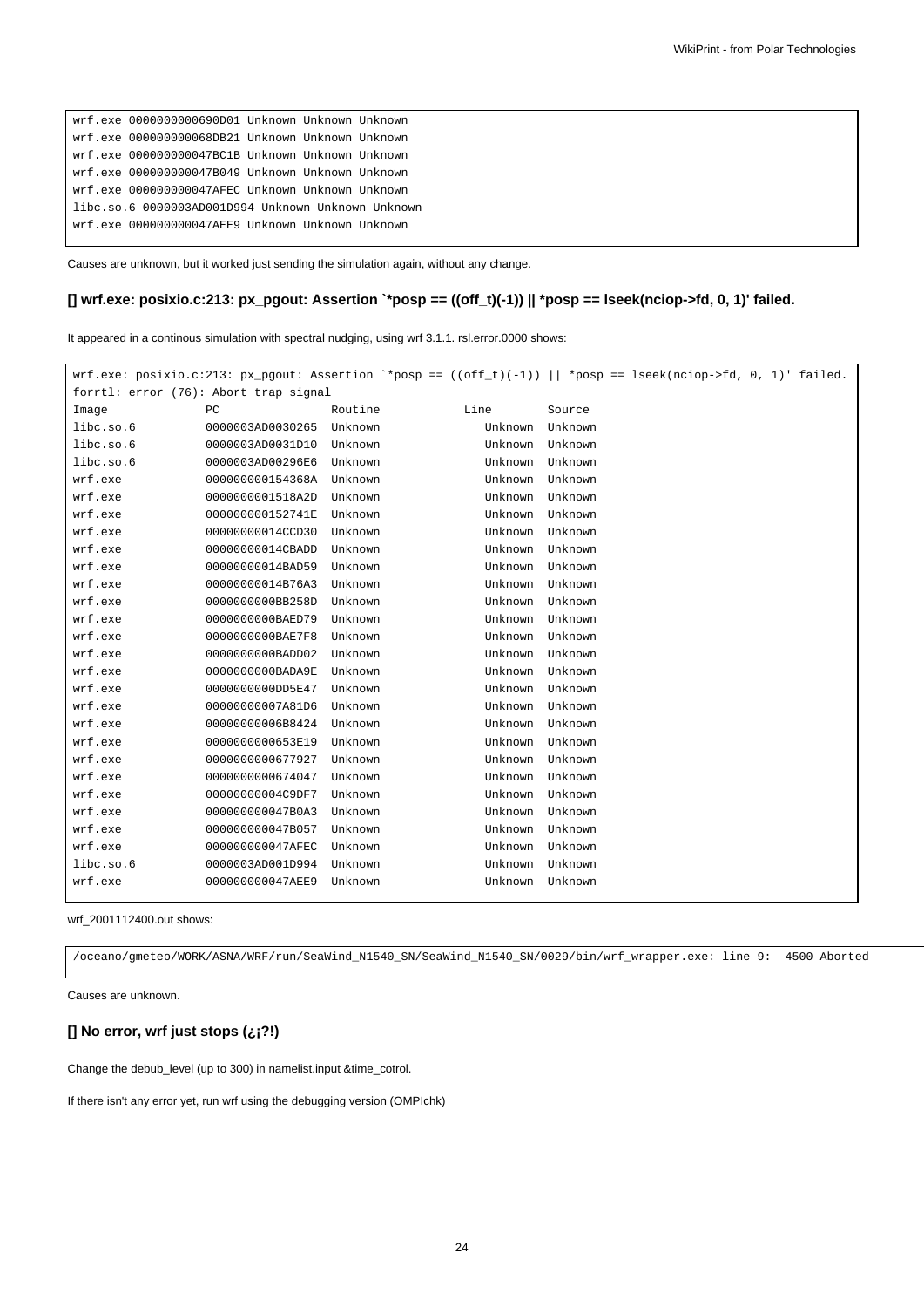```
wrf.exe 0000000000690D01 Unknown Unknown Unknown
wrf.exe 000000000068DB21 Unknown Unknown Unknown
wrf.exe 000000000047BC1B Unknown Unknown Unknown
wrf.exe 000000000047B049 Unknown Unknown Unknown
wrf.exe 000000000047AFEC Unknown Unknown Unknown
libc.so.6 0000003AD001D994 Unknown Unknown Unknown
wrf.exe 000000000047AEE9 Unknown Unknown Unknown
```

Causes are unknown, but it worked just sending the simulation again, without any change.

### [] wrf.exe: posixio.c:213: px_pgout: Assertion `*posp == ((off_t)(-1)) || *posp == lseek(nciop->fd, 0, 1)' failed.

It appeared in a continous simulation with spectral nudging, using wrf 3.1.1. rsl.error.0000 shows:

```
wrf.exe: posixio.c:213: px_pgout: Assertion `*posp == ((off_t)(-1)) || *posp == lseek(nciop->fd, 0, 1)' failed.
forrtl: error (76): Abort trap signal
Image              PC                Routine            Line        Source
libc.so.6          0000003AD0030265  Unknown               Unknown  Unknown
libc.so.6          0000003AD0031D10  Unknown               Unknown  Unknown
libc.so.6          0000003AD00296E6  Unknown               Unknown  Unknown
wrf.exe            000000000154368A  Unknown               Unknown  Unknown
wrf.exe            00000000015 18A2D  Unknown               Unknown  Unknown
wrf.exe            000000000152741E  Unknown               Unknown  Unknown
wrf.exe            00000000014CCD30  Unknown               Unknown  Unknown
wrf.exe            00000000014CBADD  Unknown               Unknown  Unknown
wrf.exe            00000000014BAD59  Unknown               Unknown  Unknown
wrf.exe            00000000014B76A3  Unknown               Unknown  Unknown
wrf.exe            0000000000BB258D  Unknown               Unknown  Unknown
wrf.exe            0000000000BAED79  Unknown               Unknown  Unknown
wrf.exe            0000000000BAE7F8  Unknown               Unknown  Unknown
wrf.exe            0000000000BADD02  Unknown               Unknown  Unknown
wrf.exe            0000000000BADA9E  Unknown               Unknown  Unknown
wrf.exe            0000000000DD5E47  Unknown               Unknown  Unknown
wrf.exe            00000000007A81D6  Unknown               Unknown  Unknown
wrf.exe            00000000006B8424  Unknown               Unknown  Unknown
wrf.exe            0000000000653E19  Unknown               Unknown  Unknown
wrf.exe            0000000000677927  Unknown               Unknown  Unknown
wrf.exe            0000000000674047  Unknown               Unknown  Unknown
wrf.exe            00000000004C9DF7  Unknown               Unknown  Unknown
wrf.exe            000000000047B0A3  Unknown               Unknown  Unknown
wrf.exe            000000000047B057  Unknown               Unknown  Unknown
wrf.exe            000000000047AFEC  Unknown               Unknown  Unknown
libc.so.6          0000003AD001D994  Unknown               Unknown  Unknown
wrf.exe            000000000047AEE9  Unknown               Unknown  Unknown
```

wrf_2001112400.out shows:

```
/oceano/gmeteo/WORK/ASNA/WRF/run/SeaWind_N1540_SN/SeaWind_N1540_SN/0029/bin/wrf_wrapper.exe: line 9:  4500 Aborted
```

Causes are unknown.

### [] No error, wrf just stops (¿¡?!)

Change the debub_level (up to 300) in namelist.input &time_cotrol.

If there isn't any error yet, run wrf using the debugging version (OMPIchk)